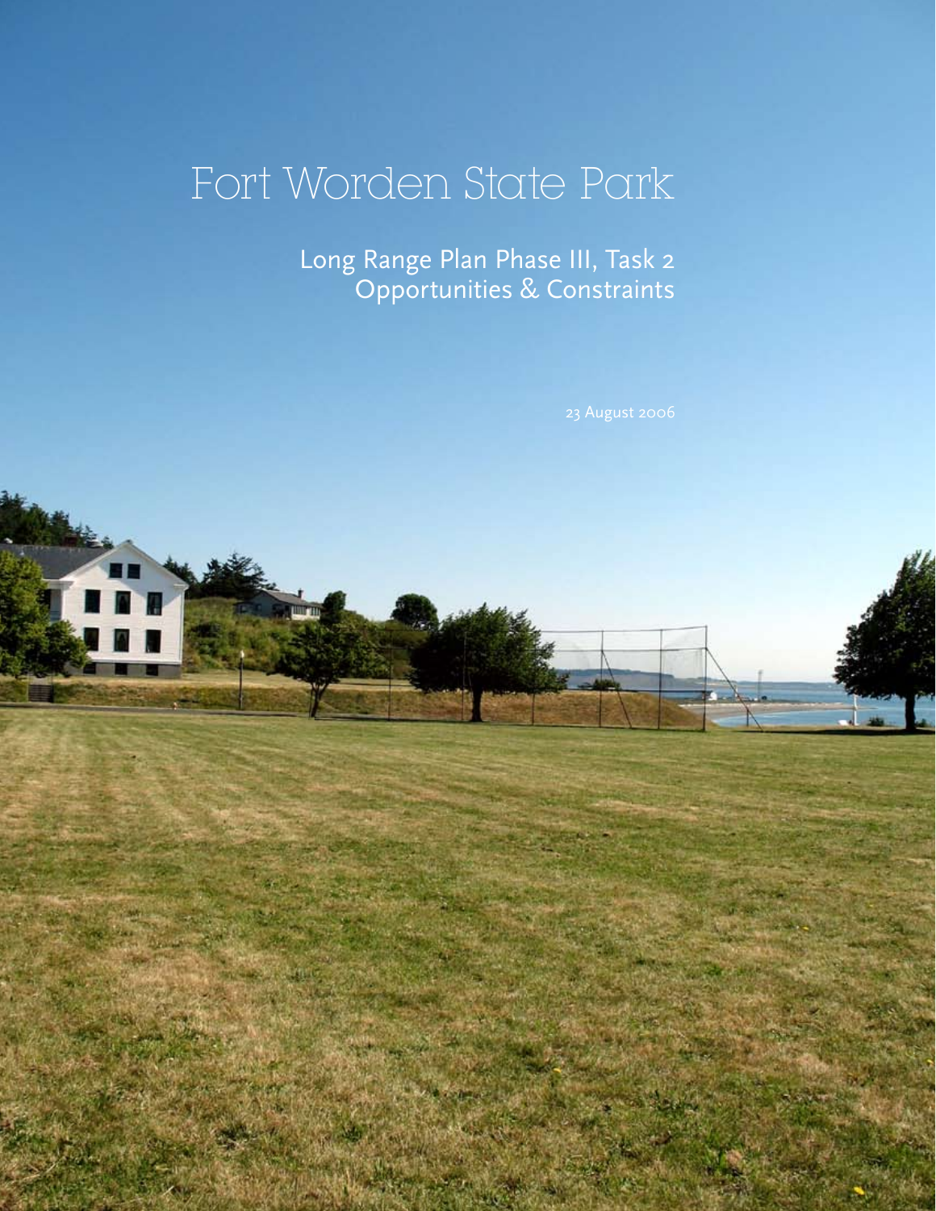# Fort Worden State Park

## Long Range Plan Phase III, Task 2
## Opportunities & Constraints

23 August 2006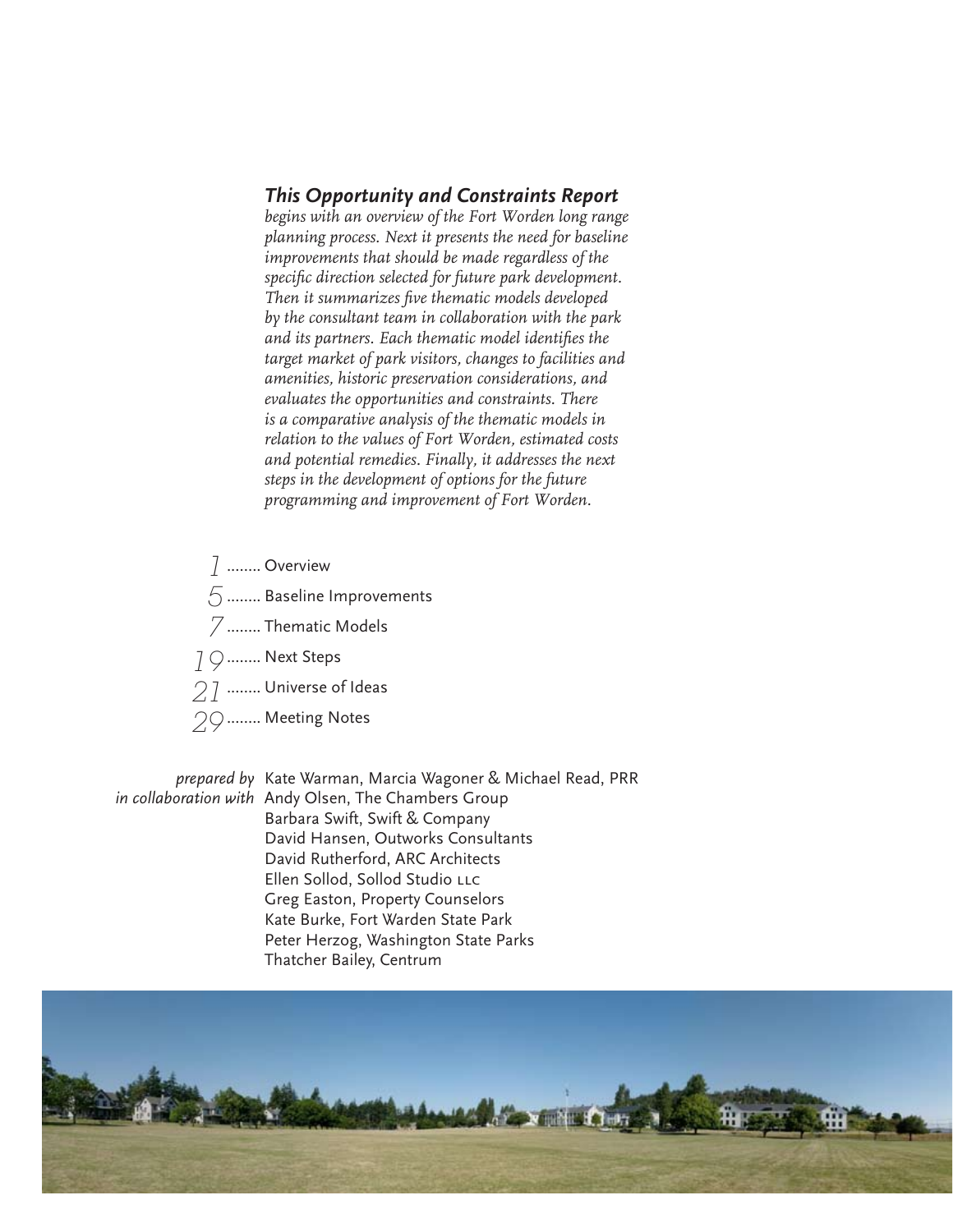### *This Opportunity and Constraints Report*

*begins with an overview of the Fort Worden long range planning process. Next it presents the need for baseline improvements that should be made regardless of the specific direction selected for future park development. Then it summarizes five thematic models developed by the consultant team in collaboration with the park and its partners. Each thematic model identifies the target market of park visitors, changes to facilities and amenities, historic preservation considerations, and evaluates the opportunities and constraints. There is a comparative analysis of the thematic models in relation to the values of Fort Worden, estimated costs and potential remedies. Finally, it addresses the next steps in the development of options for the future programming and improvement of Fort Worden.*

1 ........ Overview
5 ........ Baseline Improvements
7 ........ Thematic Models
19 ........ Next Steps
21 ........ Universe of Ideas
29 ........ Meeting Notes

*prepared by* Kate Warman, Marcia Wagoner & Michael Read, PRR

*in collaboration with* Andy Olsen, The Chambers Group
Barbara Swift, Swift & Company
David Hansen, Outworks Consultants
David Rutherford, ARC Architects
Ellen Sollod, Sollod Studio LLC
Greg Easton, Property Counselors
Kate Burke, Fort Warden State Park
Peter Herzog, Washington State Parks
Thatcher Bailey, Centrum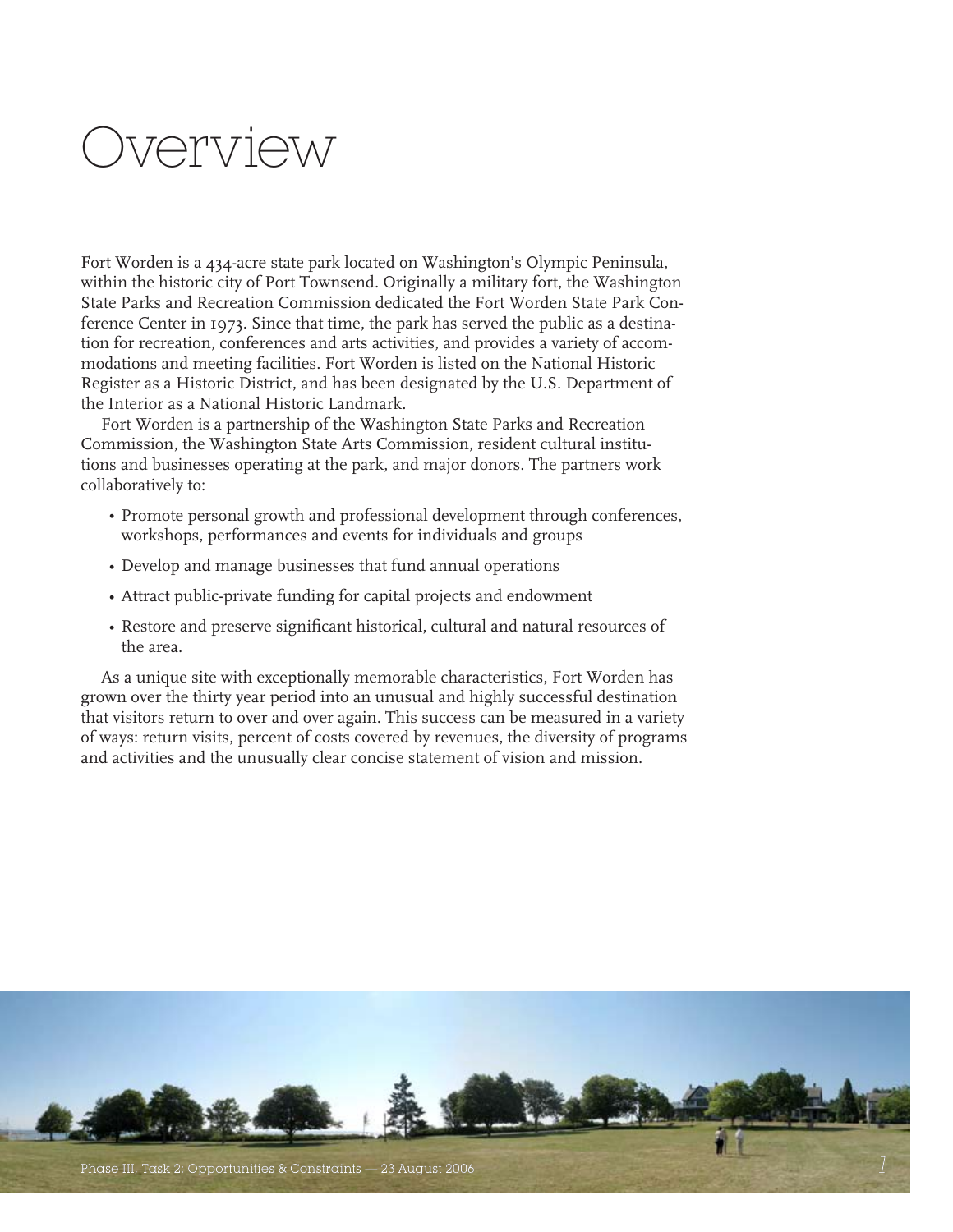# Overview

Fort Worden is a 434-acre state park located on Washington's Olympic Peninsula, within the historic city of Port Townsend. Originally a military fort, the Washington State Parks and Recreation Commission dedicated the Fort Worden State Park Conference Center in 1973. Since that time, the park has served the public as a destination for recreation, conferences and arts activities, and provides a variety of accommodations and meeting facilities. Fort Worden is listed on the National Historic Register as a Historic District, and has been designated by the U.S. Department of the Interior as a National Historic Landmark.

Fort Worden is a partnership of the Washington State Parks and Recreation Commission, the Washington State Arts Commission, resident cultural institutions and businesses operating at the park, and major donors. The partners work collaboratively to:

- Promote personal growth and professional development through conferences, workshops, performances and events for individuals and groups
- Develop and manage businesses that fund annual operations
- Attract public-private funding for capital projects and endowment
- Restore and preserve significant historical, cultural and natural resources of the area.

As a unique site with exceptionally memorable characteristics, Fort Worden has grown over the thirty year period into an unusual and highly successful destination that visitors return to over and over again. This success can be measured in a variety of ways: return visits, percent of costs covered by revenues, the diversity of programs and activities and the unusually clear concise statement of vision and mission.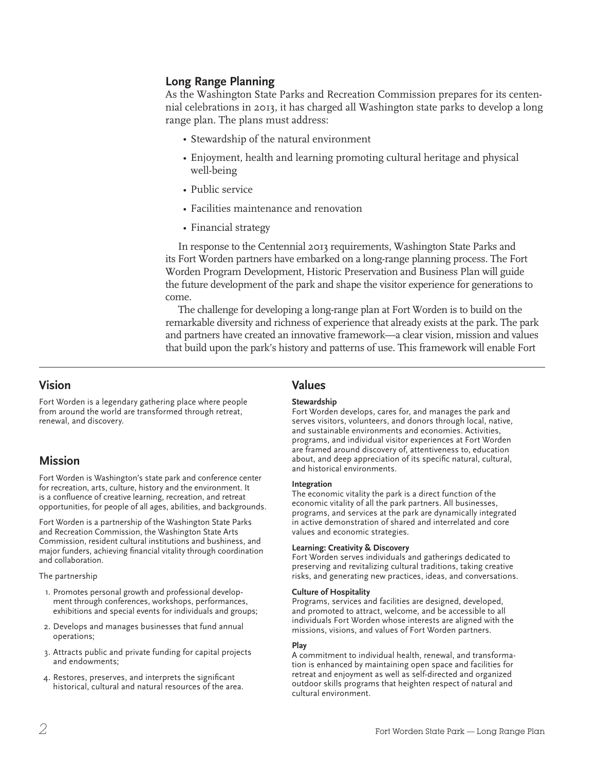## Long Range Planning

As the Washington State Parks and Recreation Commission prepares for its centennial celebrations in 2013, it has charged all Washington state parks to develop a long range plan. The plans must address:

- Stewardship of the natural environment
- Enjoyment, health and learning promoting cultural heritage and physical well-being
- Public service
- Facilities maintenance and renovation
- Financial strategy

In response to the Centennial 2013 requirements, Washington State Parks and its Fort Worden partners have embarked on a long-range planning process. The Fort Worden Program Development, Historic Preservation and Business Plan will guide the future development of the park and shape the visitor experience for generations to come.

The challenge for developing a long-range plan at Fort Worden is to build on the remarkable diversity and richness of experience that already exists at the park. The park and partners have created an innovative framework—a clear vision, mission and values that build upon the park's history and patterns of use. This framework will enable Fort

## Vision

Fort Worden is a legendary gathering place where people from around the world are transformed through retreat, renewal, and discovery.

## Mission

Fort Worden is Washington's state park and conference center for recreation, arts, culture, history and the environment. It is a confluence of creative learning, recreation, and retreat opportunities, for people of all ages, abilities, and backgrounds.

Fort Worden is a partnership of the Washington State Parks and Recreation Commission, the Washington State Arts Commission, resident cultural institutions and bushiness, and major funders, achieving financial vitality through coordination and collaboration.

The partnership

1. Promotes personal growth and professional development through conferences, workshops, performances, exhibitions and special events for individuals and groups;
2. Develops and manages businesses that fund annual operations;
3. Attracts public and private funding for capital projects and endowments;
4. Restores, preserves, and interprets the significant historical, cultural and natural resources of the area.

## Values

**Stewardship**
Fort Worden develops, cares for, and manages the park and serves visitors, volunteers, and donors through local, native, and sustainable environments and economies. Activities, programs, and individual visitor experiences at Fort Worden are framed around discovery of, attentiveness to, education about, and deep appreciation of its specific natural, cultural, and historical environments.

**Integration**
The economic vitality the park is a direct function of the economic vitality of all the park partners. All businesses, programs, and services at the park are dynamically integrated in active demonstration of shared and interrelated and core values and economic strategies.

**Learning: Creativity & Discovery**
Fort Worden serves individuals and gatherings dedicated to preserving and revitalizing cultural traditions, taking creative risks, and generating new practices, ideas, and conversations.

**Culture of Hospitality**
Programs, services and facilities are designed, developed, and promoted to attract, welcome, and be accessible to all individuals Fort Worden whose interests are aligned with the missions, visions, and values of Fort Worden partners.

**Play**
A commitment to individual health, renewal, and transformation is enhanced by maintaining open space and facilities for retreat and enjoyment as well as self-directed and organized outdoor skills programs that heighten respect of natural and cultural environment.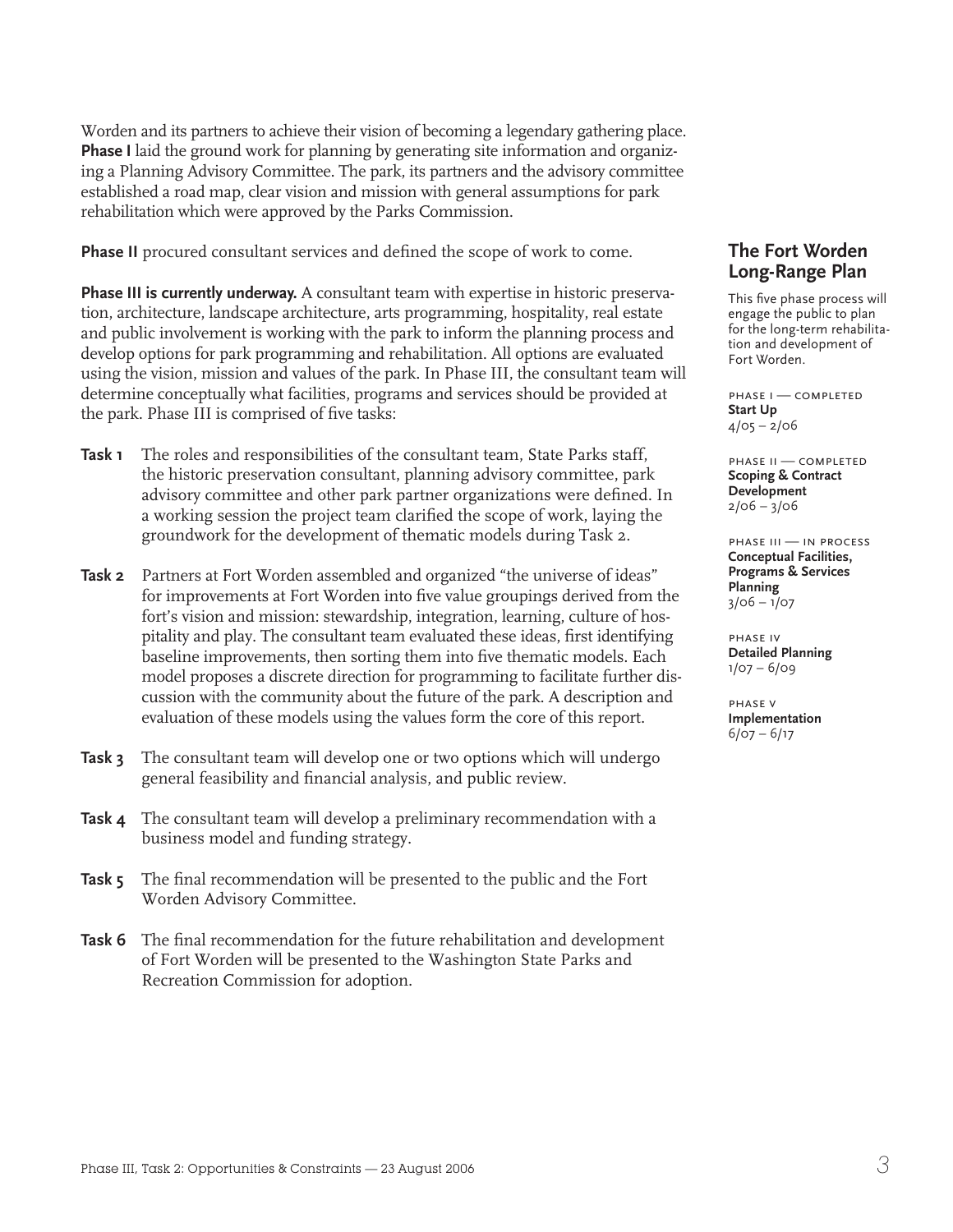Worden and its partners to achieve their vision of becoming a legendary gathering place. **Phase I** laid the ground work for planning by generating site information and organizing a Planning Advisory Committee. The park, its partners and the advisory committee established a road map, clear vision and mission with general assumptions for park rehabilitation which were approved by the Parks Commission.

**Phase II** procured consultant services and defined the scope of work to come.

**Phase III is currently underway.** A consultant team with expertise in historic preservation, architecture, landscape architecture, arts programming, hospitality, real estate and public involvement is working with the park to inform the planning process and develop options for park programming and rehabilitation. All options are evaluated using the vision, mission and values of the park. In Phase III, the consultant team will determine conceptually what facilities, programs and services should be provided at the park. Phase III is comprised of five tasks:

**Task 1** The roles and responsibilities of the consultant team, State Parks staff, the historic preservation consultant, planning advisory committee, park advisory committee and other park partner organizations were defined. In a working session the project team clarified the scope of work, laying the groundwork for the development of thematic models during Task 2.

**Task 2** Partners at Fort Worden assembled and organized "the universe of ideas" for improvements at Fort Worden into five value groupings derived from the fort's vision and mission: stewardship, integration, learning, culture of hospitality and play. The consultant team evaluated these ideas, first identifying baseline improvements, then sorting them into five thematic models. Each model proposes a discrete direction for programming to facilitate further discussion with the community about the future of the park. A description and evaluation of these models using the values form the core of this report.

**Task 3** The consultant team will develop one or two options which will undergo general feasibility and financial analysis, and public review.

**Task 4** The consultant team will develop a preliminary recommendation with a business model and funding strategy.

**Task 5** The final recommendation will be presented to the public and the Fort Worden Advisory Committee.

**Task 6** The final recommendation for the future rehabilitation and development of Fort Worden will be presented to the Washington State Parks and Recreation Commission for adoption.

## The Fort Worden Long-Range Plan

This five phase process will engage the public to plan for the long-term rehabilitation and development of Fort Worden.

PHASE I — COMPLETED
**Start Up**
4/05 – 2/06

PHASE II — COMPLETED
**Scoping & Contract Development**
2/06 – 3/06

PHASE III — IN PROCESS
**Conceptual Facilities, Programs & Services Planning**
3/06 – 1/07

PHASE IV
**Detailed Planning**
1/07 – 6/09

PHASE V
**Implementation**
6/07 – 6/17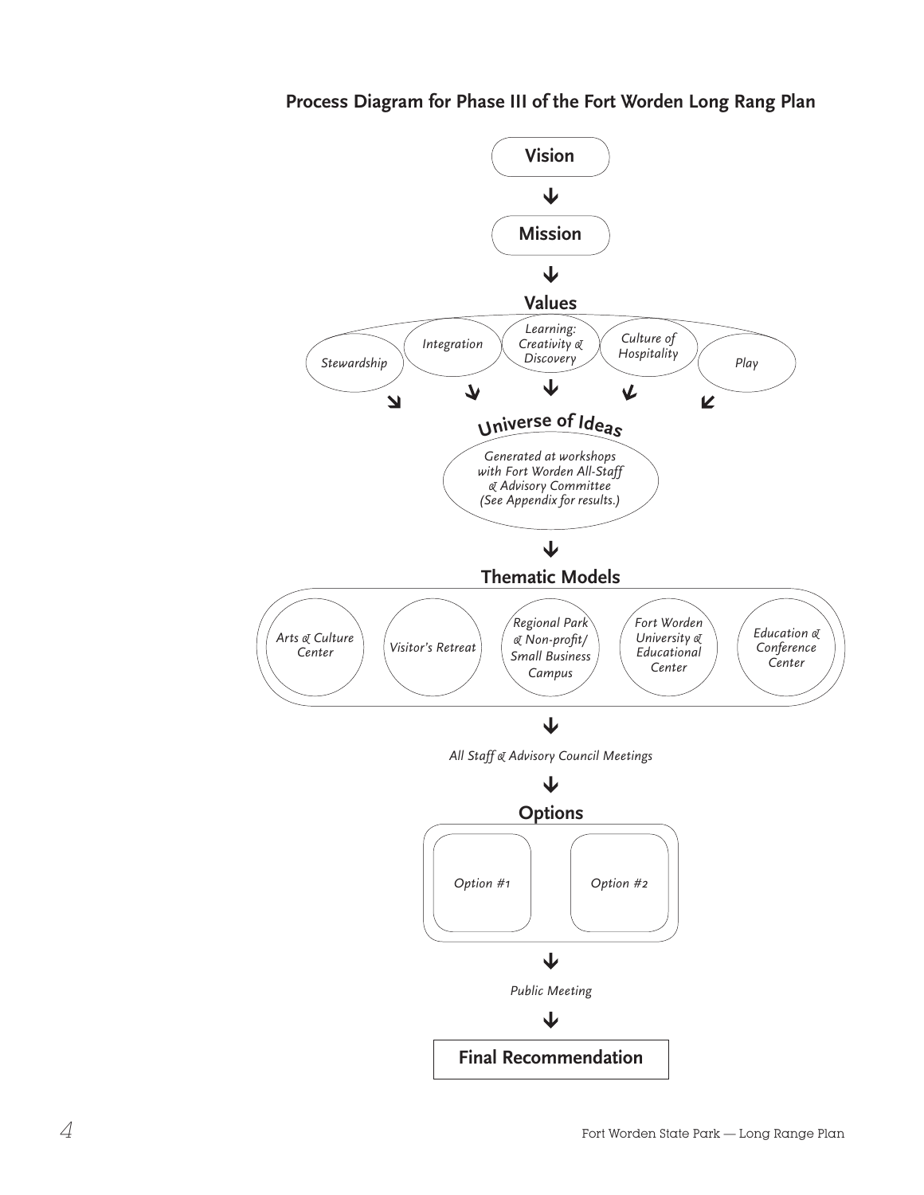## Process Diagram for Phase III of the Fort Worden Long Rang Plan

**Vision**

↓

**Mission**

↓

**Values**

*Stewardship* · *Integration* · *Learning: Creativity & Discovery* · *Culture of Hospitality* · *Play*

↓

**Universe of Ideas**

*Generated at workshops with Fort Worden All-Staff & Advisory Committee (See Appendix for results.)*

↓

**Thematic Models**

*Arts & Culture Center* · *Visitor's Retreat* · *Regional Park & Non-profit/ Small Business Campus* · *Fort Worden University & Educational Center* · *Education & Conference Center*

↓

*All Staff & Advisory Council Meetings*

↓

**Options**

*Option #1* · *Option #2*

↓

*Public Meeting*

↓

**Final Recommendation**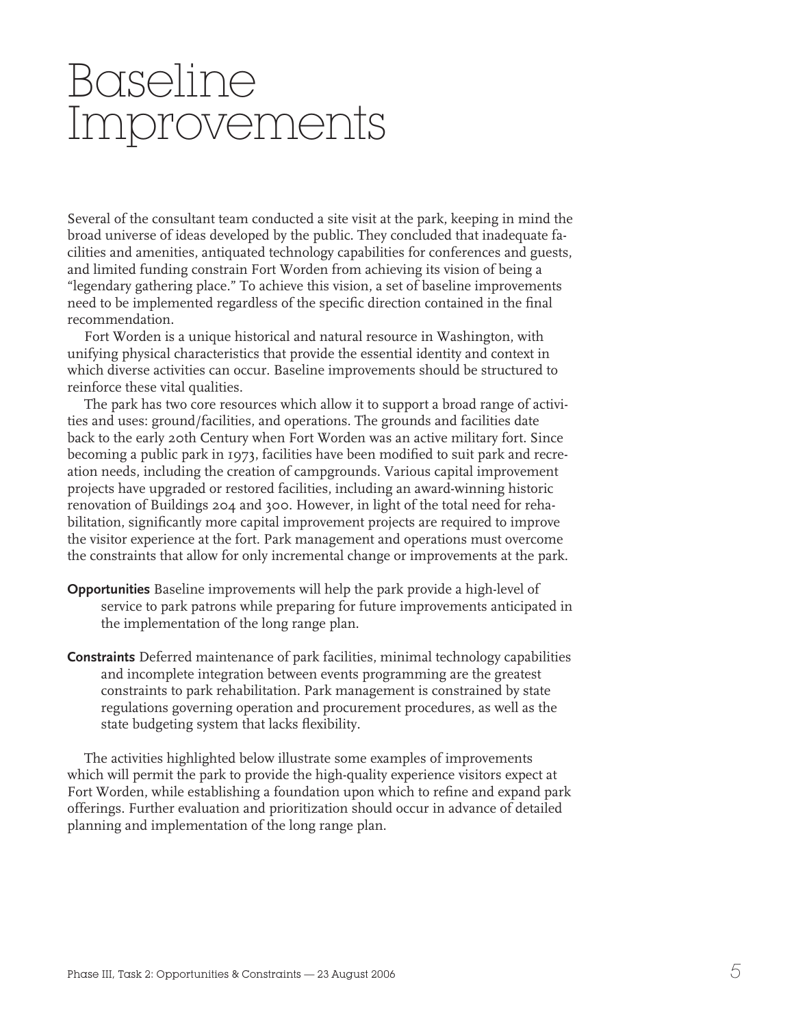# Baseline Improvements

Several of the consultant team conducted a site visit at the park, keeping in mind the broad universe of ideas developed by the public. They concluded that inadequate facilities and amenities, antiquated technology capabilities for conferences and guests, and limited funding constrain Fort Worden from achieving its vision of being a "legendary gathering place." To achieve this vision, a set of baseline improvements need to be implemented regardless of the specific direction contained in the final recommendation.

Fort Worden is a unique historical and natural resource in Washington, with unifying physical characteristics that provide the essential identity and context in which diverse activities can occur. Baseline improvements should be structured to reinforce these vital qualities.

The park has two core resources which allow it to support a broad range of activities and uses: ground/facilities, and operations. The grounds and facilities date back to the early 20th Century when Fort Worden was an active military fort. Since becoming a public park in 1973, facilities have been modified to suit park and recreation needs, including the creation of campgrounds. Various capital improvement projects have upgraded or restored facilities, including an award-winning historic renovation of Buildings 204 and 300. However, in light of the total need for rehabilitation, significantly more capital improvement projects are required to improve the visitor experience at the fort. Park management and operations must overcome the constraints that allow for only incremental change or improvements at the park.

**Opportunities** Baseline improvements will help the park provide a high-level of service to park patrons while preparing for future improvements anticipated in the implementation of the long range plan.

**Constraints** Deferred maintenance of park facilities, minimal technology capabilities and incomplete integration between events programming are the greatest constraints to park rehabilitation. Park management is constrained by state regulations governing operation and procurement procedures, as well as the state budgeting system that lacks flexibility.

The activities highlighted below illustrate some examples of improvements which will permit the park to provide the high-quality experience visitors expect at Fort Worden, while establishing a foundation upon which to refine and expand park offerings. Further evaluation and prioritization should occur in advance of detailed planning and implementation of the long range plan.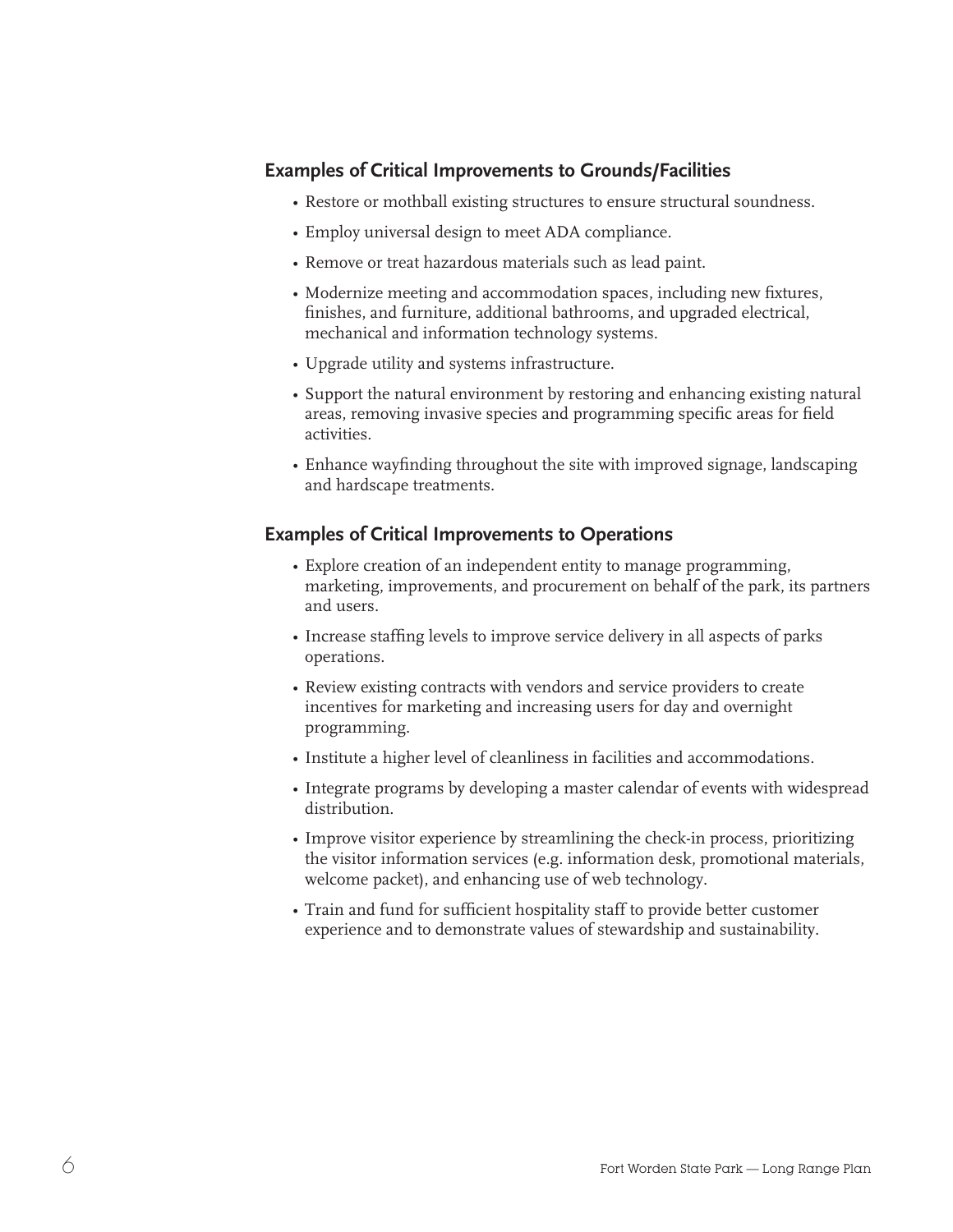### Examples of Critical Improvements to Grounds/Facilities

- Restore or mothball existing structures to ensure structural soundness.
- Employ universal design to meet ADA compliance.
- Remove or treat hazardous materials such as lead paint.
- Modernize meeting and accommodation spaces, including new fixtures, finishes, and furniture, additional bathrooms, and upgraded electrical, mechanical and information technology systems.
- Upgrade utility and systems infrastructure.
- Support the natural environment by restoring and enhancing existing natural areas, removing invasive species and programming specific areas for field activities.
- Enhance wayfinding throughout the site with improved signage, landscaping and hardscape treatments.

### Examples of Critical Improvements to Operations

- Explore creation of an independent entity to manage programming, marketing, improvements, and procurement on behalf of the park, its partners and users.
- Increase staffing levels to improve service delivery in all aspects of parks operations.
- Review existing contracts with vendors and service providers to create incentives for marketing and increasing users for day and overnight programming.
- Institute a higher level of cleanliness in facilities and accommodations.
- Integrate programs by developing a master calendar of events with widespread distribution.
- Improve visitor experience by streamlining the check-in process, prioritizing the visitor information services (e.g. information desk, promotional materials, welcome packet), and enhancing use of web technology.
- Train and fund for sufficient hospitality staff to provide better customer experience and to demonstrate values of stewardship and sustainability.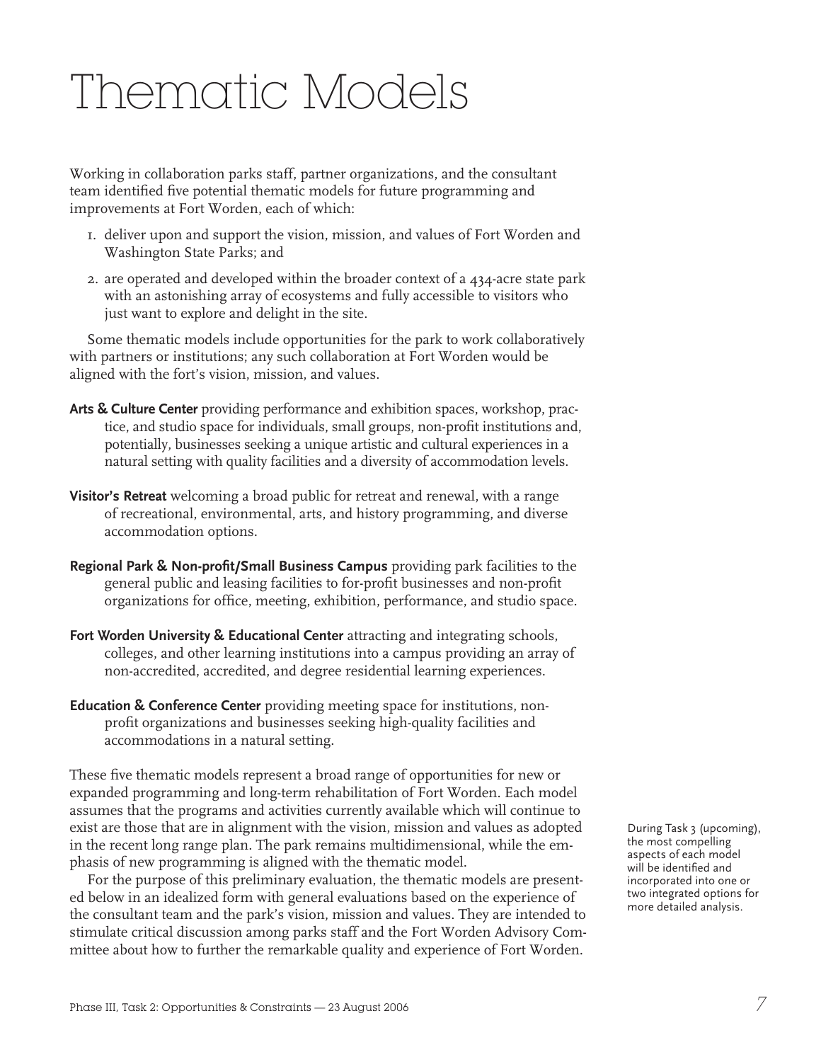# Thematic Models

Working in collaboration parks staff, partner organizations, and the consultant team identified five potential thematic models for future programming and improvements at Fort Worden, each of which:

1. deliver upon and support the vision, mission, and values of Fort Worden and Washington State Parks; and
2. are operated and developed within the broader context of a 434-acre state park with an astonishing array of ecosystems and fully accessible to visitors who just want to explore and delight in the site.

Some thematic models include opportunities for the park to work collaboratively with partners or institutions; any such collaboration at Fort Worden would be aligned with the fort's vision, mission, and values.

**Arts & Culture Center** providing performance and exhibition spaces, workshop, practice, and studio space for individuals, small groups, non-profit institutions and, potentially, businesses seeking a unique artistic and cultural experiences in a natural setting with quality facilities and a diversity of accommodation levels.

**Visitor's Retreat** welcoming a broad public for retreat and renewal, with a range of recreational, environmental, arts, and history programming, and diverse accommodation options.

**Regional Park & Non-profit/Small Business Campus** providing park facilities to the general public and leasing facilities to for-profit businesses and non-profit organizations for office, meeting, exhibition, performance, and studio space.

**Fort Worden University & Educational Center** attracting and integrating schools, colleges, and other learning institutions into a campus providing an array of non-accredited, accredited, and degree residential learning experiences.

**Education & Conference Center** providing meeting space for institutions, non-profit organizations and businesses seeking high-quality facilities and accommodations in a natural setting.

These five thematic models represent a broad range of opportunities for new or expanded programming and long-term rehabilitation of Fort Worden. Each model assumes that the programs and activities currently available which will continue to exist are those that are in alignment with the vision, mission and values as adopted in the recent long range plan. The park remains multidimensional, while the emphasis of new programming is aligned with the thematic model.

For the purpose of this preliminary evaluation, the thematic models are presented below in an idealized form with general evaluations based on the experience of the consultant team and the park's vision, mission and values. They are intended to stimulate critical discussion among parks staff and the Fort Worden Advisory Committee about how to further the remarkable quality and experience of Fort Worden.

During Task 3 (upcoming), the most compelling aspects of each model will be identified and incorporated into one or two integrated options for more detailed analysis.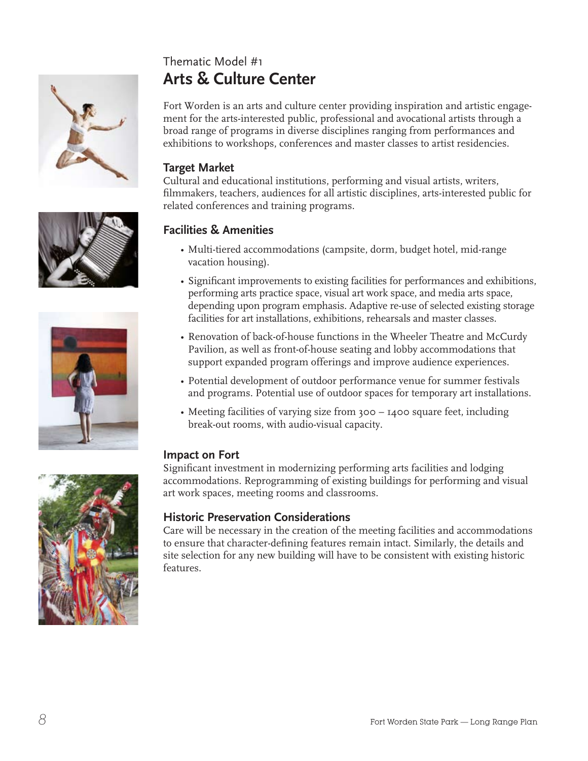Thematic Model #1

# Arts & Culture Center

Fort Worden is an arts and culture center providing inspiration and artistic engagement for the arts-interested public, professional and avocational artists through a broad range of programs in diverse disciplines ranging from performances and exhibitions to workshops, conferences and master classes to artist residencies.

## Target Market

Cultural and educational institutions, performing and visual artists, writers, filmmakers, teachers, audiences for all artistic disciplines, arts-interested public for related conferences and training programs.

## Facilities & Amenities

- Multi-tiered accommodations (campsite, dorm, budget hotel, mid-range vacation housing).
- Significant improvements to existing facilities for performances and exhibitions, performing arts practice space, visual art work space, and media arts space, depending upon program emphasis. Adaptive re-use of selected existing storage facilities for art installations, exhibitions, rehearsals and master classes.
- Renovation of back-of-house functions in the Wheeler Theatre and McCurdy Pavilion, as well as front-of-house seating and lobby accommodations that support expanded program offerings and improve audience experiences.
- Potential development of outdoor performance venue for summer festivals and programs. Potential use of outdoor spaces for temporary art installations.
- Meeting facilities of varying size from 300 – 1400 square feet, including break-out rooms, with audio-visual capacity.

## Impact on Fort

Significant investment in modernizing performing arts facilities and lodging accommodations. Reprogramming of existing buildings for performing and visual art work spaces, meeting rooms and classrooms.

## Historic Preservation Considerations

Care will be necessary in the creation of the meeting facilities and accommodations to ensure that character-defining features remain intact. Similarly, the details and site selection for any new building will have to be consistent with existing historic features.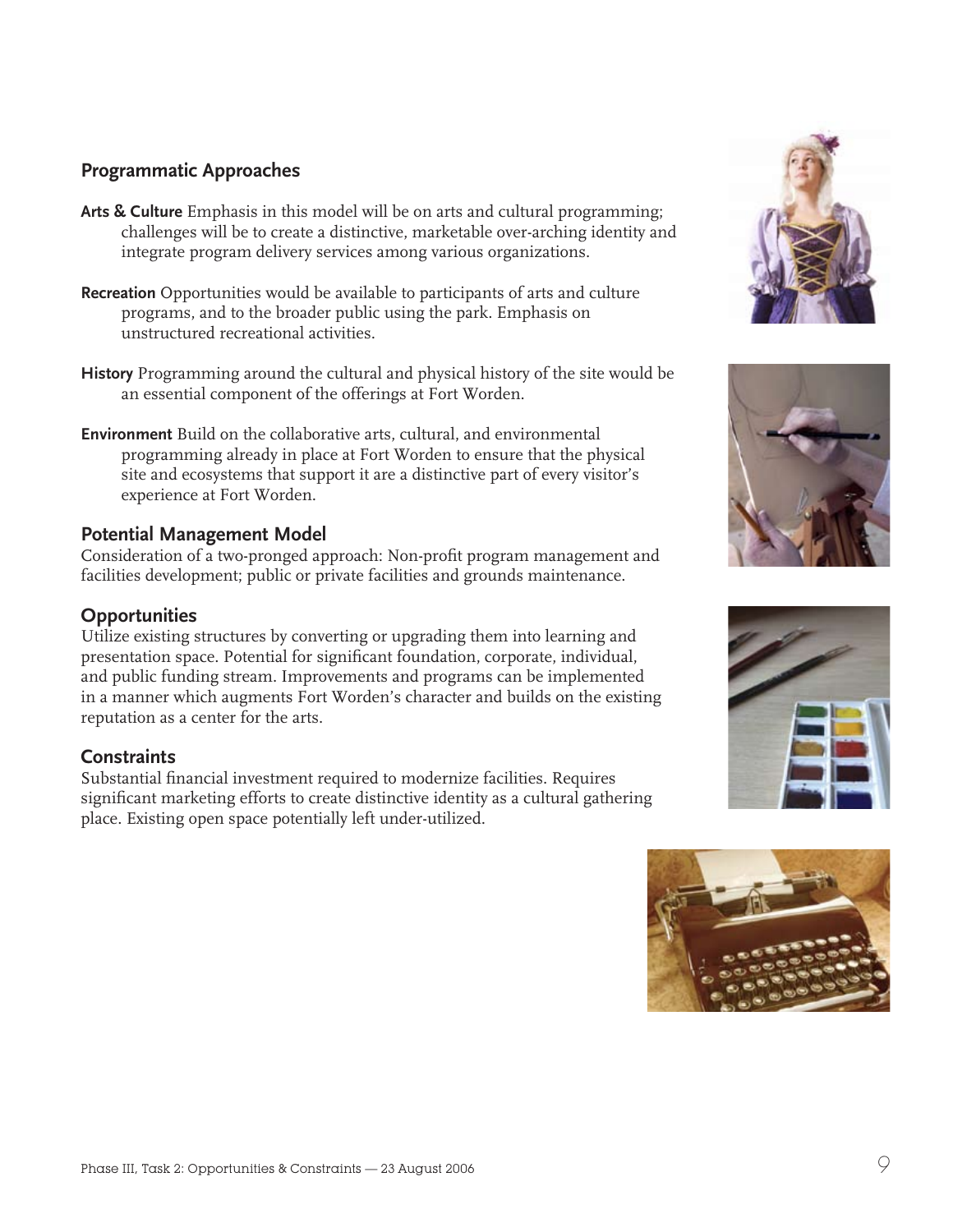## Programmatic Approaches

**Arts & Culture** Emphasis in this model will be on arts and cultural programming; challenges will be to create a distinctive, marketable over-arching identity and integrate program delivery services among various organizations.

**Recreation** Opportunities would be available to participants of arts and culture programs, and to the broader public using the park. Emphasis on unstructured recreational activities.

**History** Programming around the cultural and physical history of the site would be an essential component of the offerings at Fort Worden.

**Environment** Build on the collaborative arts, cultural, and environmental programming already in place at Fort Worden to ensure that the physical site and ecosystems that support it are a distinctive part of every visitor's experience at Fort Worden.

## Potential Management Model

Consideration of a two-pronged approach: Non-profit program management and facilities development; public or private facilities and grounds maintenance.

## Opportunities

Utilize existing structures by converting or upgrading them into learning and presentation space. Potential for significant foundation, corporate, individual, and public funding stream. Improvements and programs can be implemented in a manner which augments Fort Worden's character and builds on the existing reputation as a center for the arts.

## Constraints

Substantial financial investment required to modernize facilities. Requires significant marketing efforts to create distinctive identity as a cultural gathering place. Existing open space potentially left under-utilized.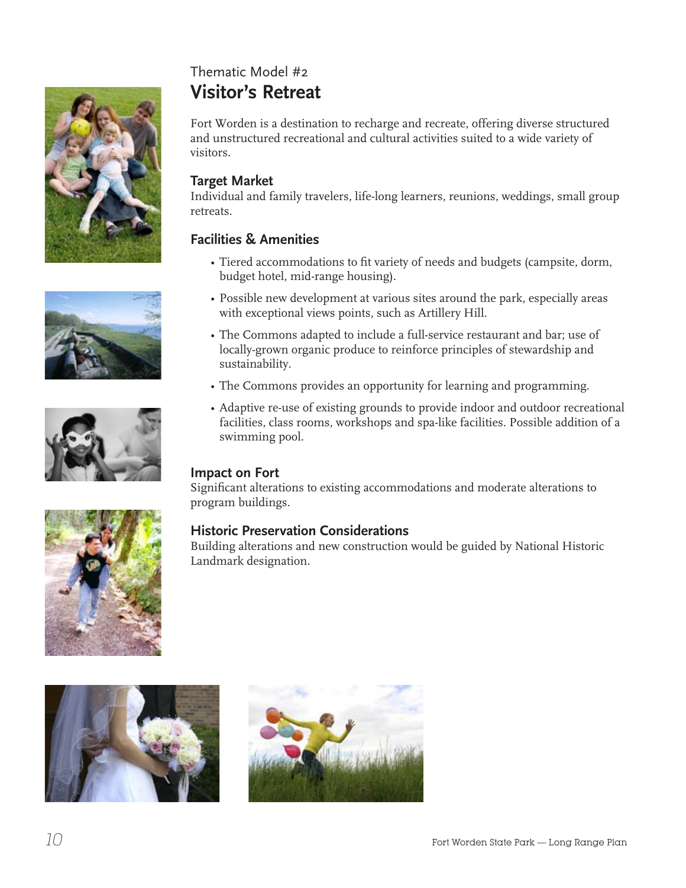Thematic Model #2

## Visitor's Retreat

Fort Worden is a destination to recharge and recreate, offering diverse structured and unstructured recreational and cultural activities suited to a wide variety of visitors.

### Target Market

Individual and family travelers, life-long learners, reunions, weddings, small group retreats.

### Facilities & Amenities

- Tiered accommodations to fit variety of needs and budgets (campsite, dorm, budget hotel, mid-range housing).
- Possible new development at various sites around the park, especially areas with exceptional views points, such as Artillery Hill.
- The Commons adapted to include a full-service restaurant and bar; use of locally-grown organic produce to reinforce principles of stewardship and sustainability.
- The Commons provides an opportunity for learning and programming.
- Adaptive re-use of existing grounds to provide indoor and outdoor recreational facilities, class rooms, workshops and spa-like facilities. Possible addition of a swimming pool.

### Impact on Fort

Significant alterations to existing accommodations and moderate alterations to program buildings.

### Historic Preservation Considerations

Building alterations and new construction would be guided by National Historic Landmark designation.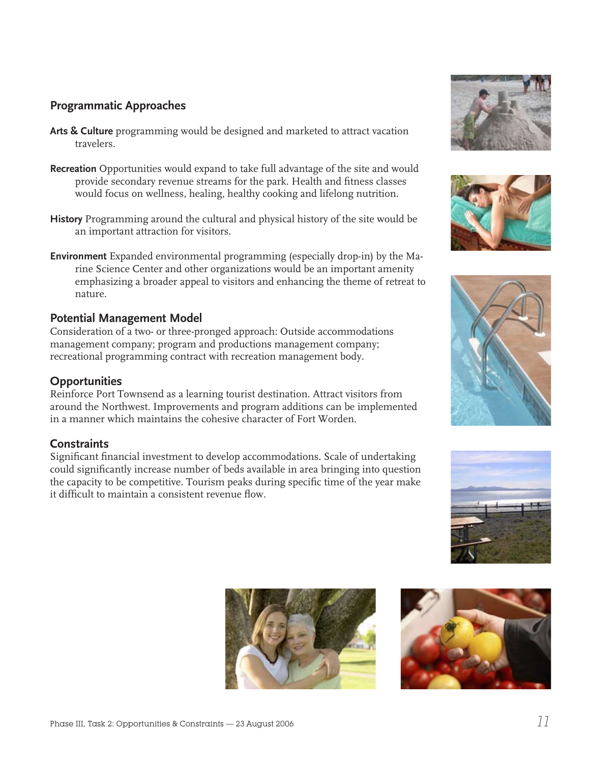## Programmatic Approaches

**Arts & Culture** programming would be designed and marketed to attract vacation travelers.

**Recreation** Opportunities would expand to take full advantage of the site and would provide secondary revenue streams for the park. Health and fitness classes would focus on wellness, healing, healthy cooking and lifelong nutrition.

**History** Programming around the cultural and physical history of the site would be an important attraction for visitors.

**Environment** Expanded environmental programming (especially drop-in) by the Marine Science Center and other organizations would be an important amenity emphasizing a broader appeal to visitors and enhancing the theme of retreat to nature.

## Potential Management Model

Consideration of a two- or three-pronged approach: Outside accommodations management company; program and productions management company; recreational programming contract with recreation management body.

## Opportunities

Reinforce Port Townsend as a learning tourist destination. Attract visitors from around the Northwest. Improvements and program additions can be implemented in a manner which maintains the cohesive character of Fort Worden.

## Constraints

Significant financial investment to develop accommodations. Scale of undertaking could significantly increase number of beds available in area bringing into question the capacity to be competitive. Tourism peaks during specific time of the year make it difficult to maintain a consistent revenue flow.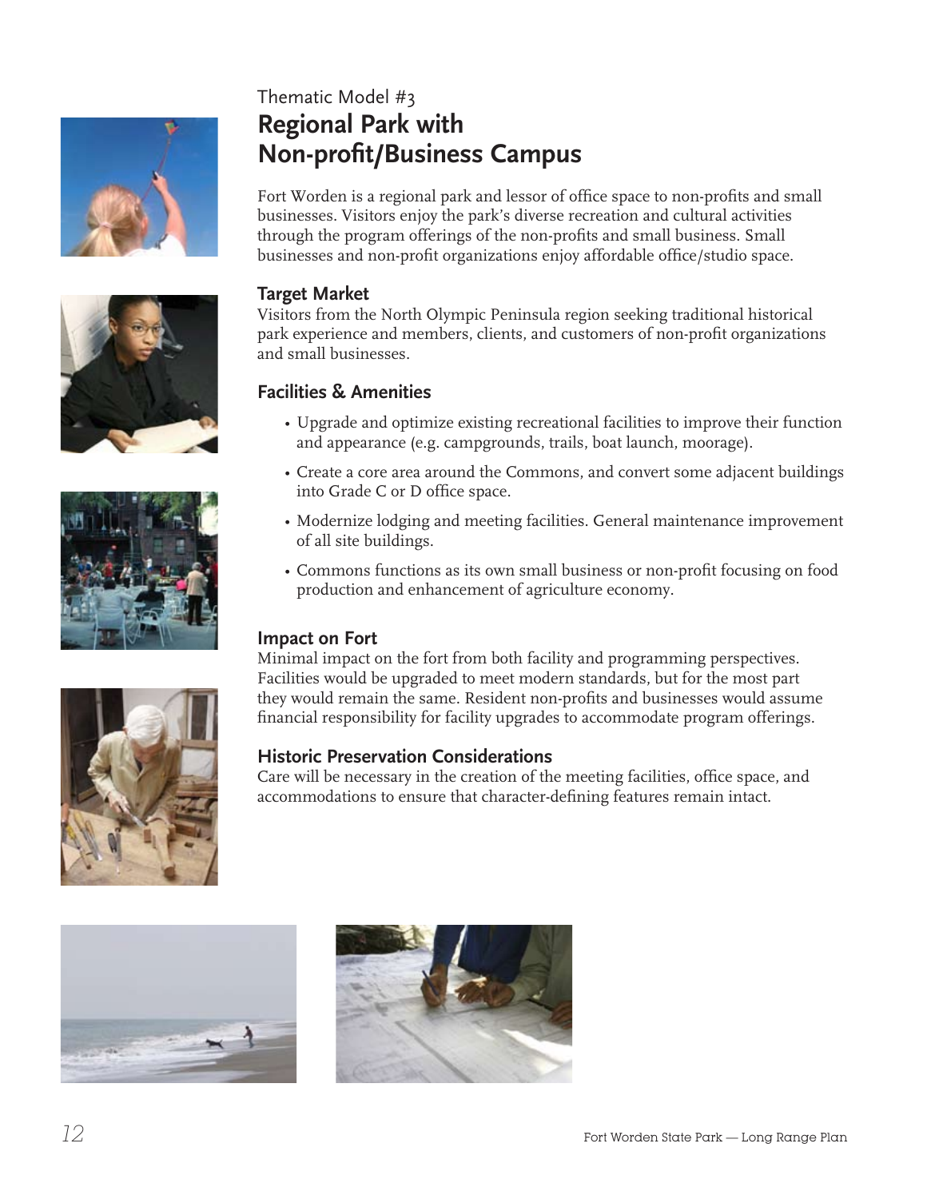Thematic Model #3

## Regional Park with Non-profit/Business Campus

Fort Worden is a regional park and lessor of office space to non-profits and small businesses. Visitors enjoy the park's diverse recreation and cultural activities through the program offerings of the non-profits and small business. Small businesses and non-profit organizations enjoy affordable office/studio space.

### Target Market

Visitors from the North Olympic Peninsula region seeking traditional historical park experience and members, clients, and customers of non-profit organizations and small businesses.

### Facilities & Amenities

- Upgrade and optimize existing recreational facilities to improve their function and appearance (e.g. campgrounds, trails, boat launch, moorage).
- Create a core area around the Commons, and convert some adjacent buildings into Grade C or D office space.
- Modernize lodging and meeting facilities. General maintenance improvement of all site buildings.
- Commons functions as its own small business or non-profit focusing on food production and enhancement of agriculture economy.

### Impact on Fort

Minimal impact on the fort from both facility and programming perspectives. Facilities would be upgraded to meet modern standards, but for the most part they would remain the same. Resident non-profits and businesses would assume financial responsibility for facility upgrades to accommodate program offerings.

### Historic Preservation Considerations

Care will be necessary in the creation of the meeting facilities, office space, and accommodations to ensure that character-defining features remain intact.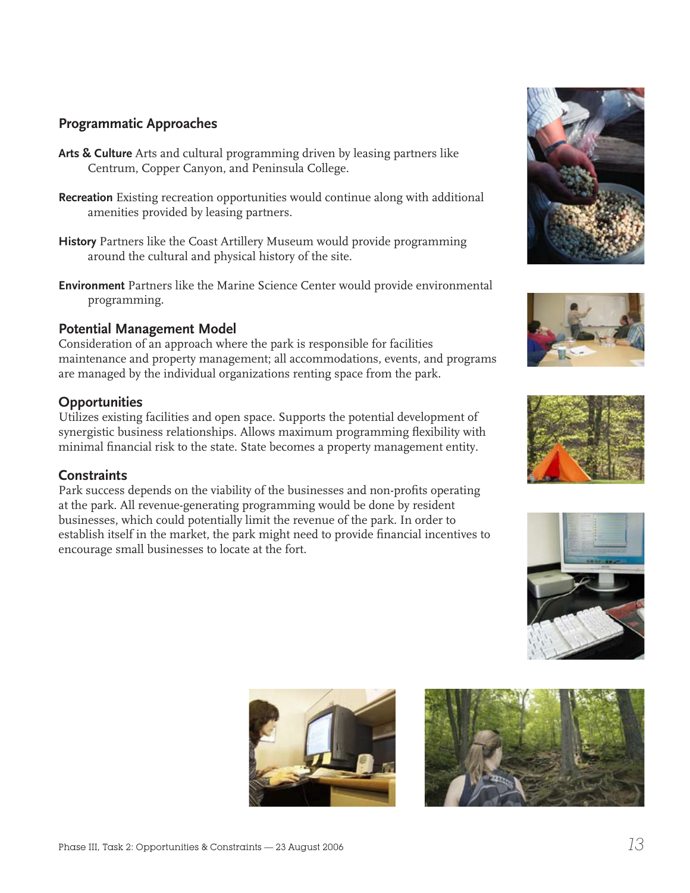## Programmatic Approaches

**Arts & Culture** Arts and cultural programming driven by leasing partners like Centrum, Copper Canyon, and Peninsula College.

**Recreation** Existing recreation opportunities would continue along with additional amenities provided by leasing partners.

**History** Partners like the Coast Artillery Museum would provide programming around the cultural and physical history of the site.

**Environment** Partners like the Marine Science Center would provide environmental programming.

## Potential Management Model

Consideration of an approach where the park is responsible for facilities maintenance and property management; all accommodations, events, and programs are managed by the individual organizations renting space from the park.

## Opportunities

Utilizes existing facilities and open space. Supports the potential development of synergistic business relationships. Allows maximum programming flexibility with minimal financial risk to the state. State becomes a property management entity.

## Constraints

Park success depends on the viability of the businesses and non-profits operating at the park. All revenue-generating programming would be done by resident businesses, which could potentially limit the revenue of the park. In order to establish itself in the market, the park might need to provide financial incentives to encourage small businesses to locate at the fort.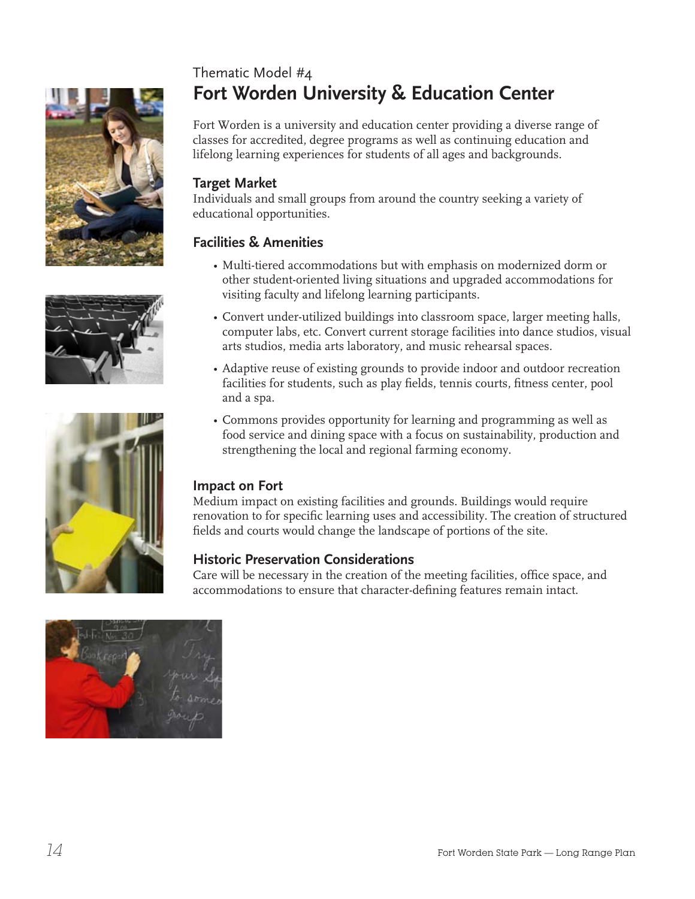Thematic Model #4

## Fort Worden University & Education Center

Fort Worden is a university and education center providing a diverse range of classes for accredited, degree programs as well as continuing education and lifelong learning experiences for students of all ages and backgrounds.

### Target Market

Individuals and small groups from around the country seeking a variety of educational opportunities.

### Facilities & Amenities

- Multi-tiered accommodations but with emphasis on modernized dorm or other student-oriented living situations and upgraded accommodations for visiting faculty and lifelong learning participants.
- Convert under-utilized buildings into classroom space, larger meeting halls, computer labs, etc. Convert current storage facilities into dance studios, visual arts studios, media arts laboratory, and music rehearsal spaces.
- Adaptive reuse of existing grounds to provide indoor and outdoor recreation facilities for students, such as play fields, tennis courts, fitness center, pool and a spa.
- Commons provides opportunity for learning and programming as well as food service and dining space with a focus on sustainability, production and strengthening the local and regional farming economy.

### Impact on Fort

Medium impact on existing facilities and grounds. Buildings would require renovation to for specific learning uses and accessibility. The creation of structured fields and courts would change the landscape of portions of the site.

### Historic Preservation Considerations

Care will be necessary in the creation of the meeting facilities, office space, and accommodations to ensure that character-defining features remain intact.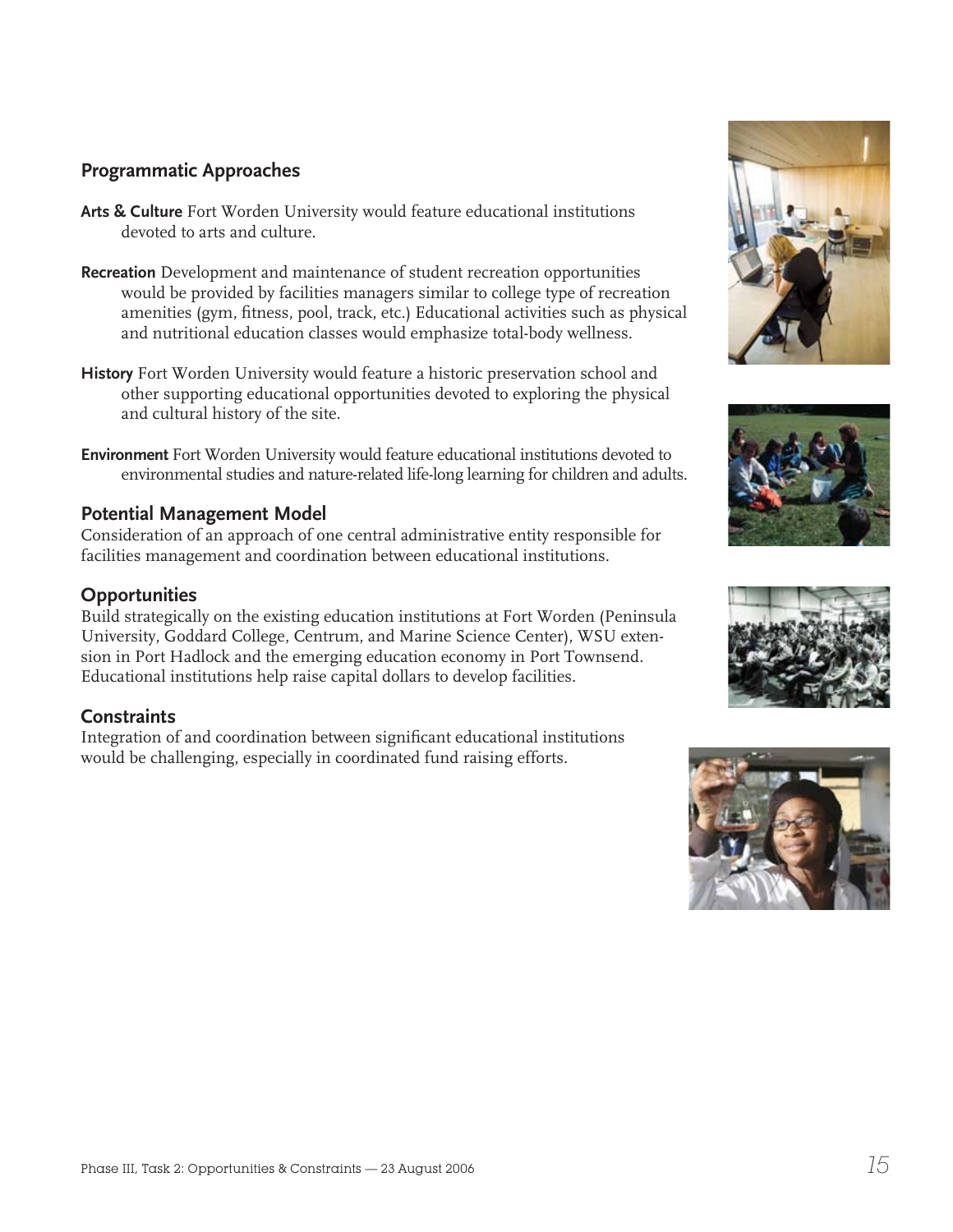## Programmatic Approaches

**Arts & Culture** Fort Worden University would feature educational institutions devoted to arts and culture.

**Recreation** Development and maintenance of student recreation opportunities would be provided by facilities managers similar to college type of recreation amenities (gym, fitness, pool, track, etc.) Educational activities such as physical and nutritional education classes would emphasize total-body wellness.

**History** Fort Worden University would feature a historic preservation school and other supporting educational opportunities devoted to exploring the physical and cultural history of the site.

**Environment** Fort Worden University would feature educational institutions devoted to environmental studies and nature-related life-long learning for children and adults.

## Potential Management Model

Consideration of an approach of one central administrative entity responsible for facilities management and coordination between educational institutions.

## Opportunities

Build strategically on the existing education institutions at Fort Worden (Peninsula University, Goddard College, Centrum, and Marine Science Center), WSU extension in Port Hadlock and the emerging education economy in Port Townsend. Educational institutions help raise capital dollars to develop facilities.

## Constraints

Integration of and coordination between significant educational institutions would be challenging, especially in coordinated fund raising efforts.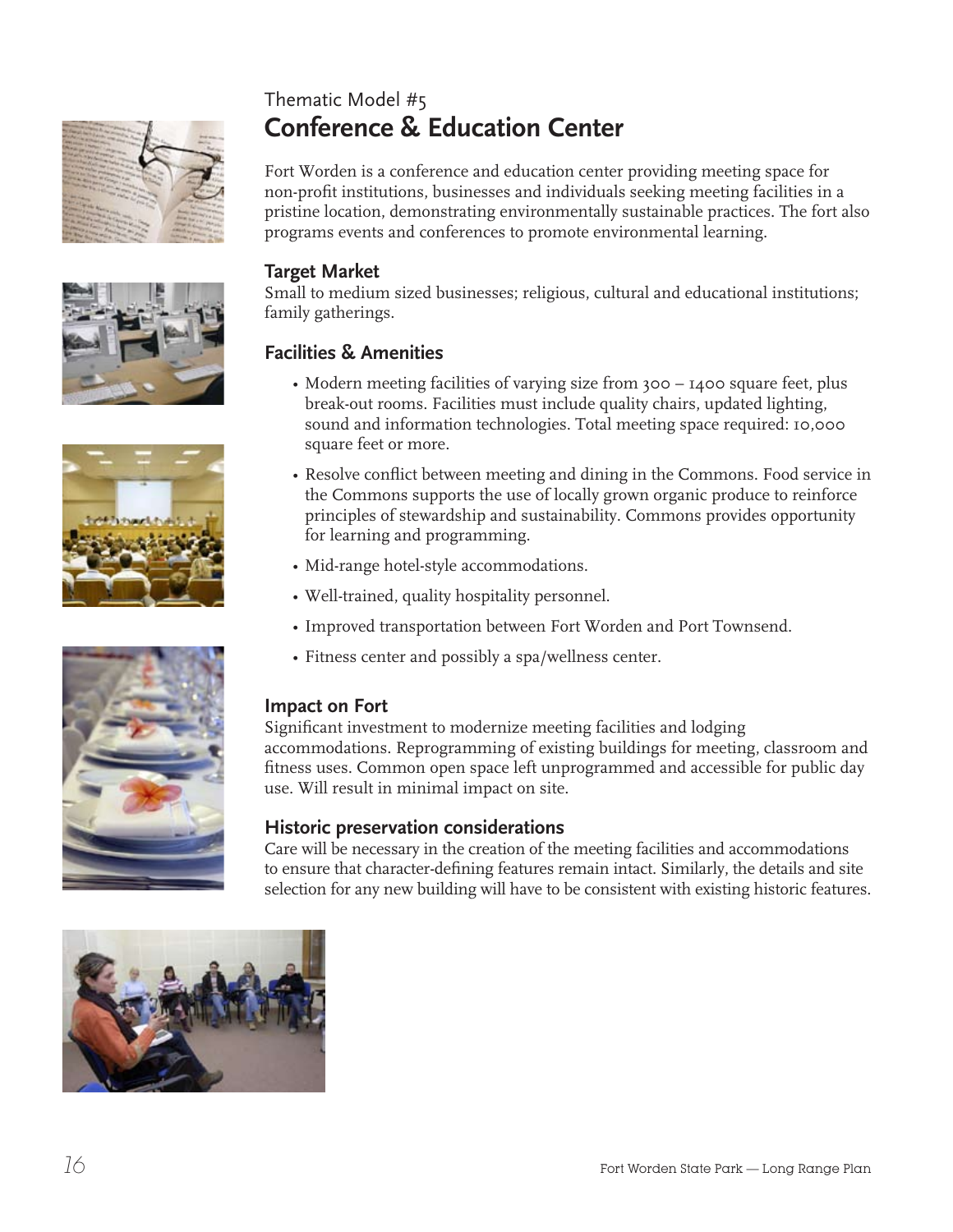Thematic Model #5

# Conference & Education Center

Fort Worden is a conference and education center providing meeting space for non-profit institutions, businesses and individuals seeking meeting facilities in a pristine location, demonstrating environmentally sustainable practices. The fort also programs events and conferences to promote environmental learning.

## Target Market

Small to medium sized businesses; religious, cultural and educational institutions; family gatherings.

## Facilities & Amenities

- Modern meeting facilities of varying size from 300 – 1400 square feet, plus break-out rooms. Facilities must include quality chairs, updated lighting, sound and information technologies. Total meeting space required: 10,000 square feet or more.
- Resolve conflict between meeting and dining in the Commons. Food service in the Commons supports the use of locally grown organic produce to reinforce principles of stewardship and sustainability. Commons provides opportunity for learning and programming.
- Mid-range hotel-style accommodations.
- Well-trained, quality hospitality personnel.
- Improved transportation between Fort Worden and Port Townsend.
- Fitness center and possibly a spa/wellness center.

## Impact on Fort

Significant investment to modernize meeting facilities and lodging accommodations. Reprogramming of existing buildings for meeting, classroom and fitness uses. Common open space left unprogrammed and accessible for public day use. Will result in minimal impact on site.

## Historic preservation considerations

Care will be necessary in the creation of the meeting facilities and accommodations to ensure that character-defining features remain intact. Similarly, the details and site selection for any new building will have to be consistent with existing historic features.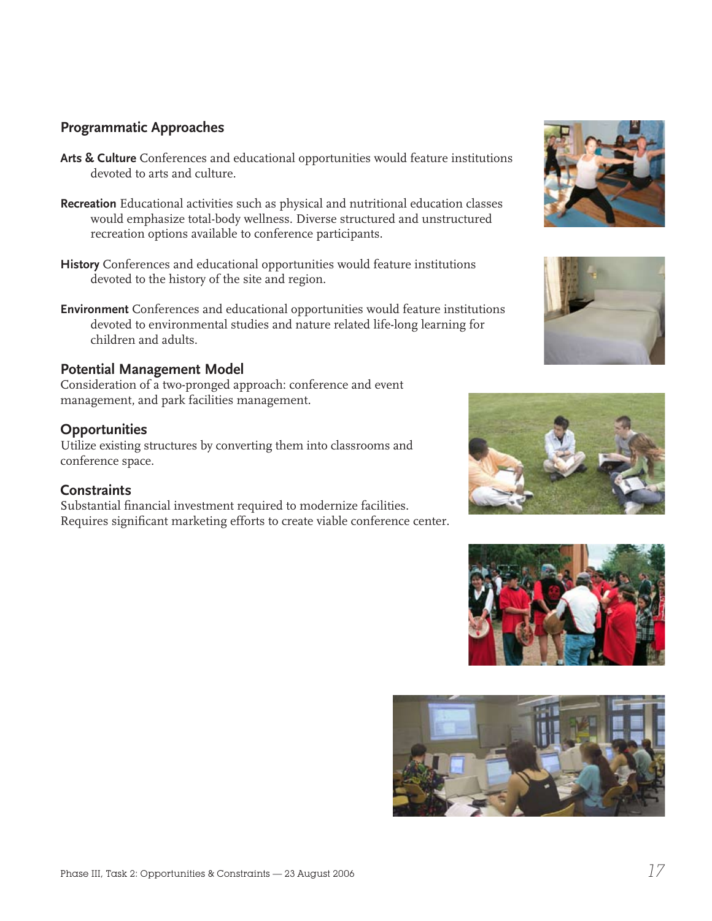## Programmatic Approaches

**Arts & Culture** Conferences and educational opportunities would feature institutions devoted to arts and culture.

**Recreation** Educational activities such as physical and nutritional education classes would emphasize total-body wellness. Diverse structured and unstructured recreation options available to conference participants.

**History** Conferences and educational opportunities would feature institutions devoted to the history of the site and region.

**Environment** Conferences and educational opportunities would feature institutions devoted to environmental studies and nature related life-long learning for children and adults.

## Potential Management Model

Consideration of a two-pronged approach: conference and event management, and park facilities management.

## Opportunities

Utilize existing structures by converting them into classrooms and conference space.

## Constraints

Substantial financial investment required to modernize facilities. Requires significant marketing efforts to create viable conference center.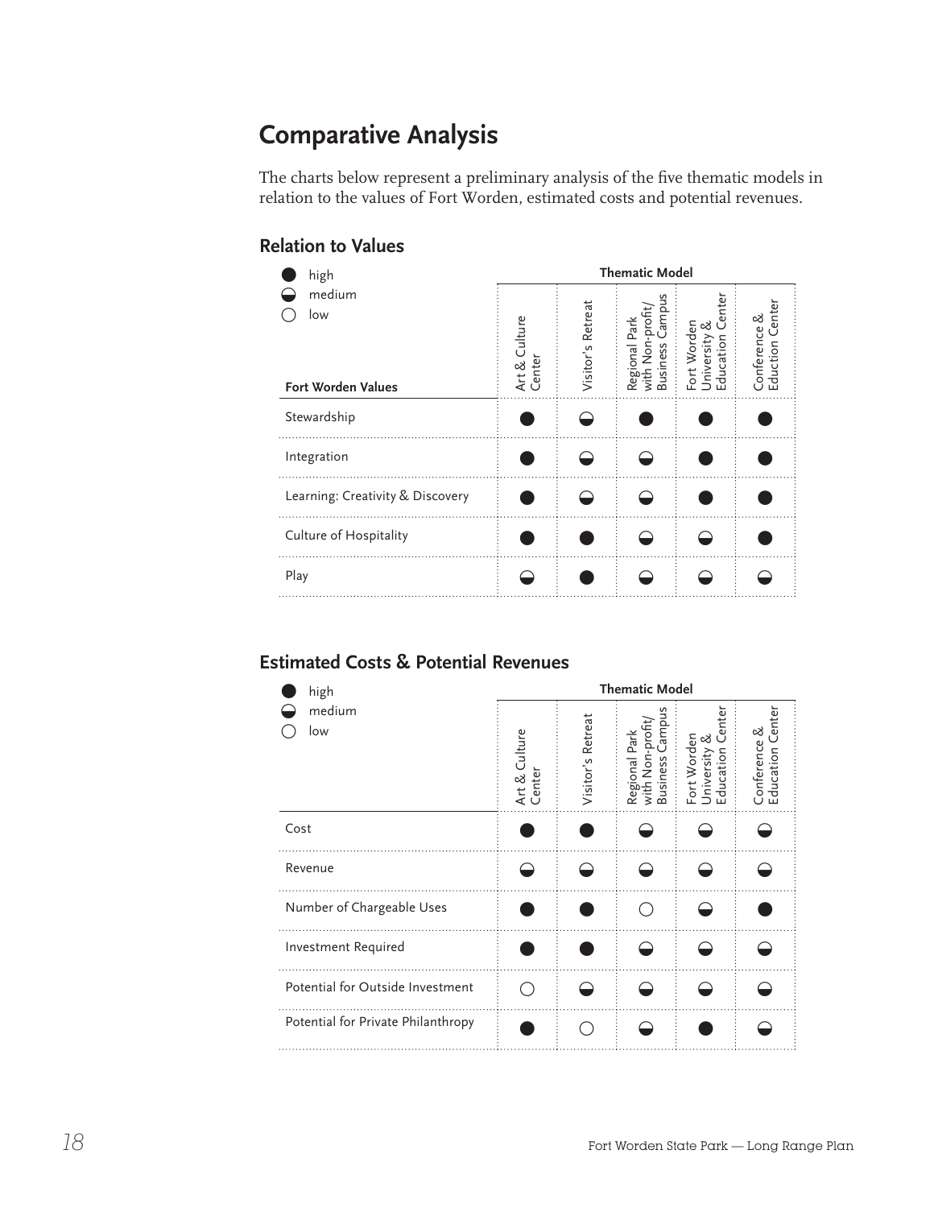## Comparative Analysis

The charts below represent a preliminary analysis of the five thematic models in relation to the values of Fort Worden, estimated costs and potential revenues.

### Relation to Values

● high
◒ medium
○ low

| | Thematic Model | | | | |
|---|---|---|---|---|---|
| **Fort Worden Values** | Art & Culture Center | Visitor's Retreat | Regional Park with Non-profit/ Business Campus | Fort Worden University & Education Center | Conference & Eduction Center |
| Stewardship | ● | ◒ | ● | ● | ● |
| Integration | ● | ◒ | ◒ | ● | ● |
| Learning: Creativity & Discovery | ● | ◒ | ◒ | ● | ● |
| Culture of Hospitality | ● | ● | ◒ | ◒ | ● |
| Play | ◒ | ● | ◒ | ◒ | ◒ |

### Estimated Costs & Potential Revenues

● high
◒ medium
○ low

| | Thematic Model | | | | |
|---|---|---|---|---|---|
| | Art & Culture Center | Visitor's Retreat | Regional Park with Non-profit/ Business Campus | Fort Worden University & Education Center | Conference & Education Center |
| Cost | ● | ● | ◒ | ◒ | ◒ |
| Revenue | ◒ | ◒ | ◒ | ◒ | ◒ |
| Number of Chargeable Uses | ● | ● | ○ | ◒ | ● |
| Investment Required | ● | ● | ◒ | ◒ | ◒ |
| Potential for Outside Investment | ○ | ◒ | ◒ | ◒ | ◒ |
| Potential for Private Philanthropy | ● | ○ | ◒ | ● | ◒ |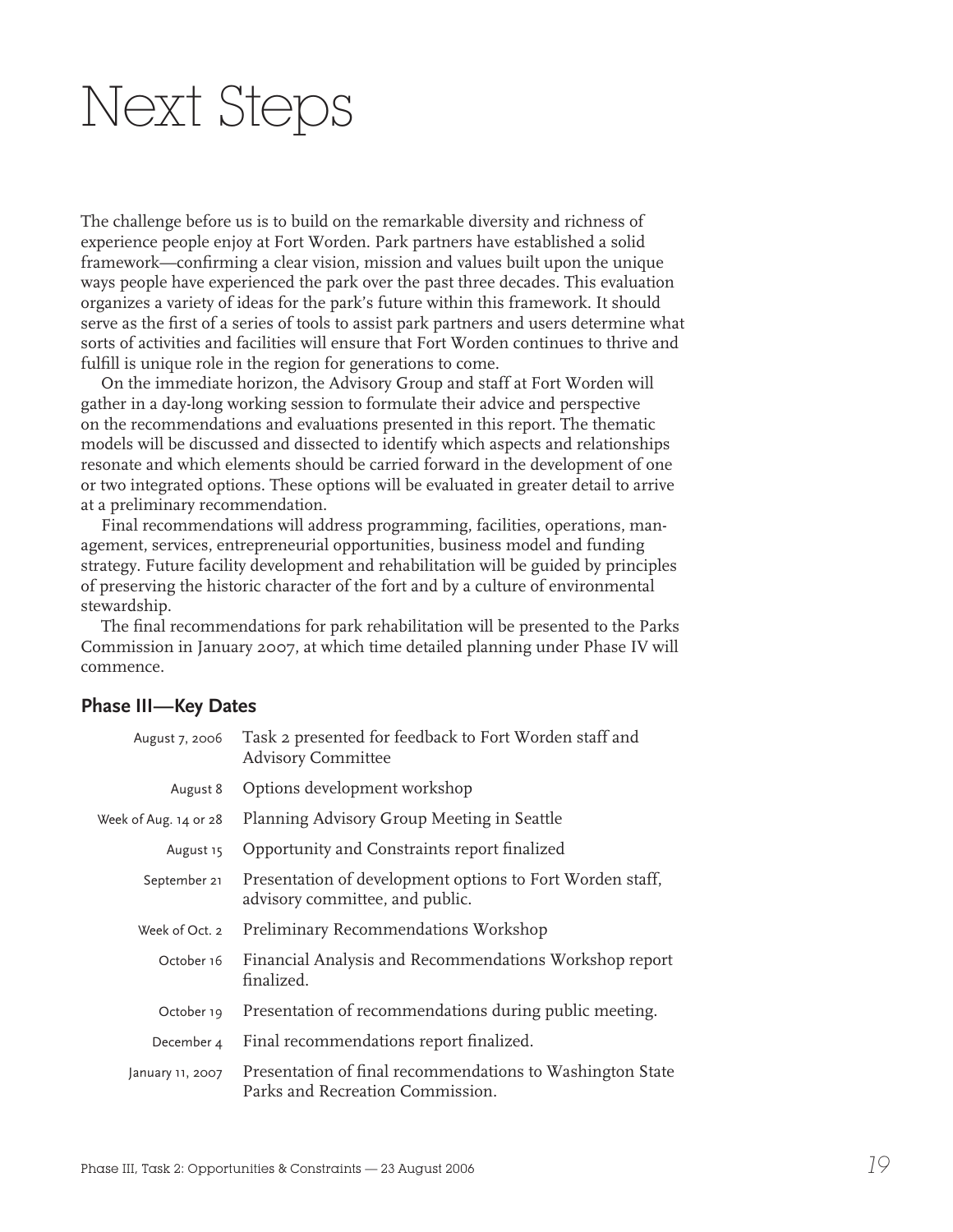# Next Steps

The challenge before us is to build on the remarkable diversity and richness of experience people enjoy at Fort Worden. Park partners have established a solid framework—confirming a clear vision, mission and values built upon the unique ways people have experienced the park over the past three decades. This evaluation organizes a variety of ideas for the park's future within this framework. It should serve as the first of a series of tools to assist park partners and users determine what sorts of activities and facilities will ensure that Fort Worden continues to thrive and fulfill is unique role in the region for generations to come.

On the immediate horizon, the Advisory Group and staff at Fort Worden will gather in a day-long working session to formulate their advice and perspective on the recommendations and evaluations presented in this report. The thematic models will be discussed and dissected to identify which aspects and relationships resonate and which elements should be carried forward in the development of one or two integrated options. These options will be evaluated in greater detail to arrive at a preliminary recommendation.

Final recommendations will address programming, facilities, operations, management, services, entrepreneurial opportunities, business model and funding strategy. Future facility development and rehabilitation will be guided by principles of preserving the historic character of the fort and by a culture of environmental stewardship.

The final recommendations for park rehabilitation will be presented to the Parks Commission in January 2007, at which time detailed planning under Phase IV will commence.

### Phase III—Key Dates

| Date | Event |
|---|---|
| August 7, 2006 | Task 2 presented for feedback to Fort Worden staff and Advisory Committee |
| August 8 | Options development workshop |
| Week of Aug. 14 or 28 | Planning Advisory Group Meeting in Seattle |
| August 15 | Opportunity and Constraints report finalized |
| September 21 | Presentation of development options to Fort Worden staff, advisory committee, and public. |
| Week of Oct. 2 | Preliminary Recommendations Workshop |
| October 16 | Financial Analysis and Recommendations Workshop report finalized. |
| October 19 | Presentation of recommendations during public meeting. |
| December 4 | Final recommendations report finalized. |
| January 11, 2007 | Presentation of final recommendations to Washington State Parks and Recreation Commission. |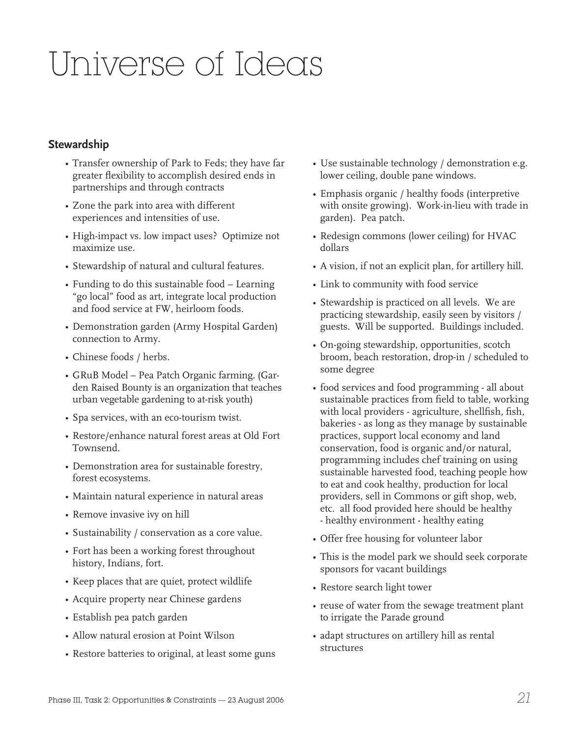# Universe of Ideas

## Stewardship

- Transfer ownership of Park to Feds; they have far greater flexibility to accomplish desired ends in partnerships and through contracts
- Zone the park into area with different experiences and intensities of use.
- High-impact vs. low impact uses? Optimize not maximize use.
- Stewardship of natural and cultural features.
- Funding to do this sustainable food – Learning "go local" food as art, integrate local production and food service at FW, heirloom foods.
- Demonstration garden (Army Hospital Garden) connection to Army.
- Chinese foods / herbs.
- GRuB Model – Pea Patch Organic farming. (Garden Raised Bounty is an organization that teaches urban vegetable gardening to at-risk youth)
- Spa services, with an eco-tourism twist.
- Restore/enhance natural forest areas at Old Fort Townsend.
- Demonstration area for sustainable forestry, forest ecosystems.
- Maintain natural experience in natural areas
- Remove invasive ivy on hill
- Sustainability / conservation as a core value.
- Fort has been a working forest throughout history, Indians, fort.
- Keep places that are quiet, protect wildlife
- Acquire property near Chinese gardens
- Establish pea patch garden
- Allow natural erosion at Point Wilson
- Restore batteries to original, at least some guns
- Use sustainable technology / demonstration e.g. lower ceiling, double pane windows.
- Emphasis organic / healthy foods (interpretive with onsite growing). Work-in-lieu with trade in garden). Pea patch.
- Redesign commons (lower ceiling) for HVAC dollars
- A vision, if not an explicit plan, for artillery hill.
- Link to community with food service
- Stewardship is practiced on all levels. We are practicing stewardship, easily seen by visitors / guests. Will be supported. Buildings included.
- On-going stewardship, opportunities, scotch broom, beach restoration, drop-in / scheduled to some degree
- food services and food programming - all about sustainable practices from field to table, working with local providers - agriculture, shellfish, fish, bakeries - as long as they manage by sustainable practices, support local economy and land conservation, food is organic and/or natural, programming includes chef training on using sustainable harvested food, teaching people how to eat and cook healthy, production for local providers, sell in Commons or gift shop, web, etc. all food provided here should be healthy - healthy environment - healthy eating
- Offer free housing for volunteer labor
- This is the model park we should seek corporate sponsors for vacant buildings
- Restore search light tower
- reuse of water from the sewage treatment plant to irrigate the Parade ground
- adapt structures on artillery hill as rental structures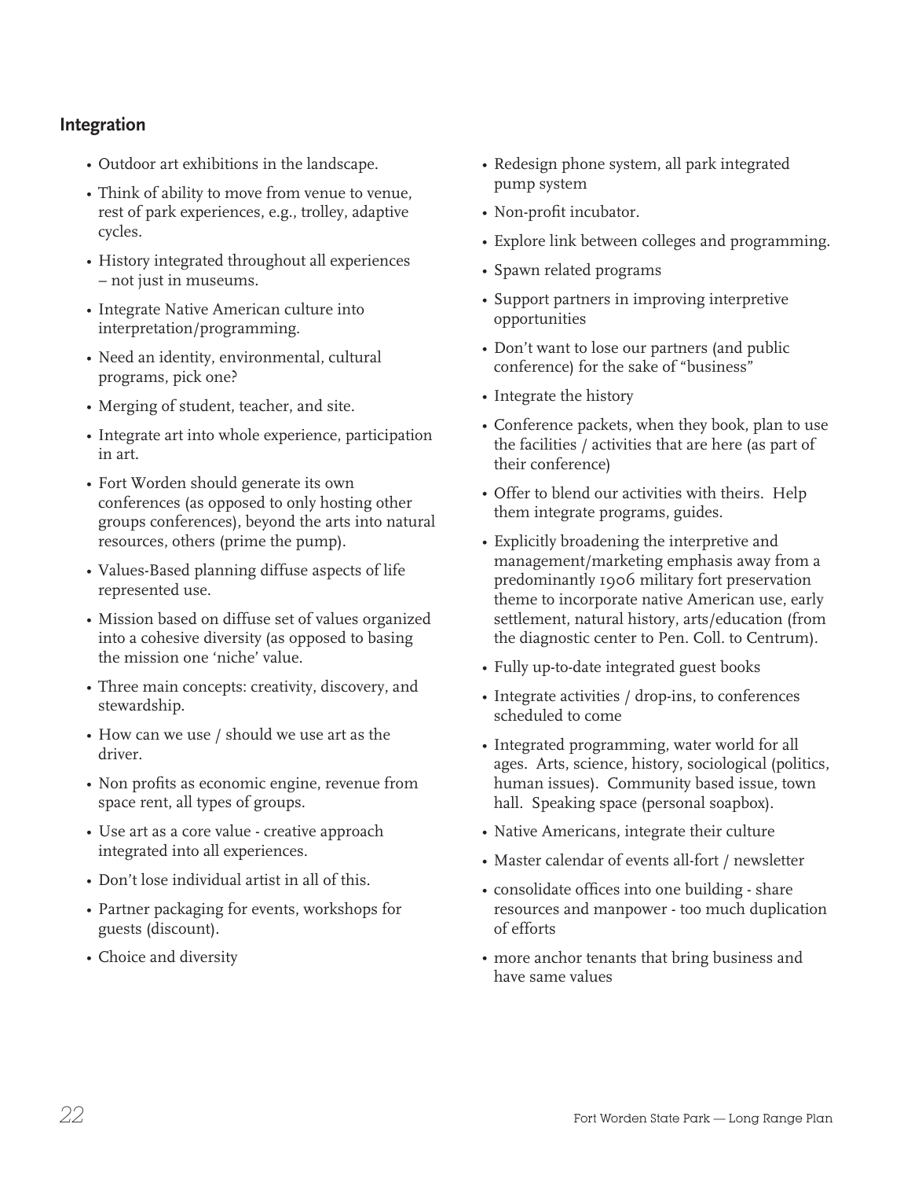## Integration

- Outdoor art exhibitions in the landscape.
- Think of ability to move from venue to venue, rest of park experiences, e.g., trolley, adaptive cycles.
- History integrated throughout all experiences – not just in museums.
- Integrate Native American culture into interpretation/programming.
- Need an identity, environmental, cultural programs, pick one?
- Merging of student, teacher, and site.
- Integrate art into whole experience, participation in art.
- Fort Worden should generate its own conferences (as opposed to only hosting other groups conferences), beyond the arts into natural resources, others (prime the pump).
- Values-Based planning diffuse aspects of life represented use.
- Mission based on diffuse set of values organized into a cohesive diversity (as opposed to basing the mission one 'niche' value.
- Three main concepts: creativity, discovery, and stewardship.
- How can we use / should we use art as the driver.
- Non profits as economic engine, revenue from space rent, all types of groups.
- Use art as a core value - creative approach integrated into all experiences.
- Don't lose individual artist in all of this.
- Partner packaging for events, workshops for guests (discount).
- Choice and diversity
- Redesign phone system, all park integrated pump system
- Non-profit incubator.
- Explore link between colleges and programming.
- Spawn related programs
- Support partners in improving interpretive opportunities
- Don't want to lose our partners (and public conference) for the sake of "business"
- Integrate the history
- Conference packets, when they book, plan to use the facilities / activities that are here (as part of their conference)
- Offer to blend our activities with theirs. Help them integrate programs, guides.
- Explicitly broadening the interpretive and management/marketing emphasis away from a predominantly 1906 military fort preservation theme to incorporate native American use, early settlement, natural history, arts/education (from the diagnostic center to Pen. Coll. to Centrum).
- Fully up-to-date integrated guest books
- Integrate activities / drop-ins, to conferences scheduled to come
- Integrated programming, water world for all ages. Arts, science, history, sociological (politics, human issues). Community based issue, town hall. Speaking space (personal soapbox).
- Native Americans, integrate their culture
- Master calendar of events all-fort / newsletter
- consolidate offices into one building - share resources and manpower - too much duplication of efforts
- more anchor tenants that bring business and have same values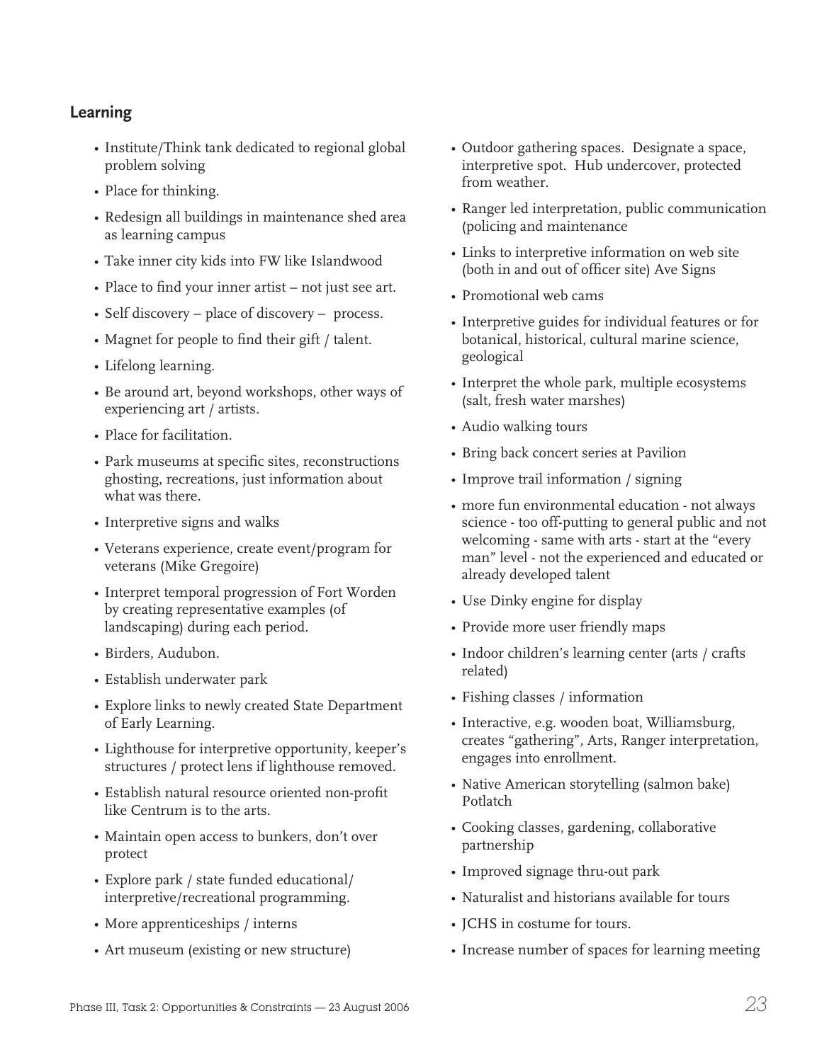## Learning

- Institute/Think tank dedicated to regional global problem solving
- Place for thinking.
- Redesign all buildings in maintenance shed area as learning campus
- Take inner city kids into FW like Islandwood
- Place to find your inner artist – not just see art.
- Self discovery – place of discovery – process.
- Magnet for people to find their gift / talent.
- Lifelong learning.
- Be around art, beyond workshops, other ways of experiencing art / artists.
- Place for facilitation.
- Park museums at specific sites, reconstructions ghosting, recreations, just information about what was there.
- Interpretive signs and walks
- Veterans experience, create event/program for veterans (Mike Gregoire)
- Interpret temporal progression of Fort Worden by creating representative examples (of landscaping) during each period.
- Birders, Audubon.
- Establish underwater park
- Explore links to newly created State Department of Early Learning.
- Lighthouse for interpretive opportunity, keeper's structures / protect lens if lighthouse removed.
- Establish natural resource oriented non-profit like Centrum is to the arts.
- Maintain open access to bunkers, don't over protect
- Explore park / state funded educational/ interpretive/recreational programming.
- More apprenticeships / interns
- Art museum (existing or new structure)
- Outdoor gathering spaces. Designate a space, interpretive spot. Hub undercover, protected from weather.
- Ranger led interpretation, public communication (policing and maintenance
- Links to interpretive information on web site (both in and out of officer site) Ave Signs
- Promotional web cams
- Interpretive guides for individual features or for botanical, historical, cultural marine science, geological
- Interpret the whole park, multiple ecosystems (salt, fresh water marshes)
- Audio walking tours
- Bring back concert series at Pavilion
- Improve trail information / signing
- more fun environmental education - not always science - too off-putting to general public and not welcoming - same with arts - start at the "every man" level - not the experienced and educated or already developed talent
- Use Dinky engine for display
- Provide more user friendly maps
- Indoor children's learning center (arts / crafts related)
- Fishing classes / information
- Interactive, e.g. wooden boat, Williamsburg, creates "gathering", Arts, Ranger interpretation, engages into enrollment.
- Native American storytelling (salmon bake) Potlatch
- Cooking classes, gardening, collaborative partnership
- Improved signage thru-out park
- Naturalist and historians available for tours
- JCHS in costume for tours.
- Increase number of spaces for learning meeting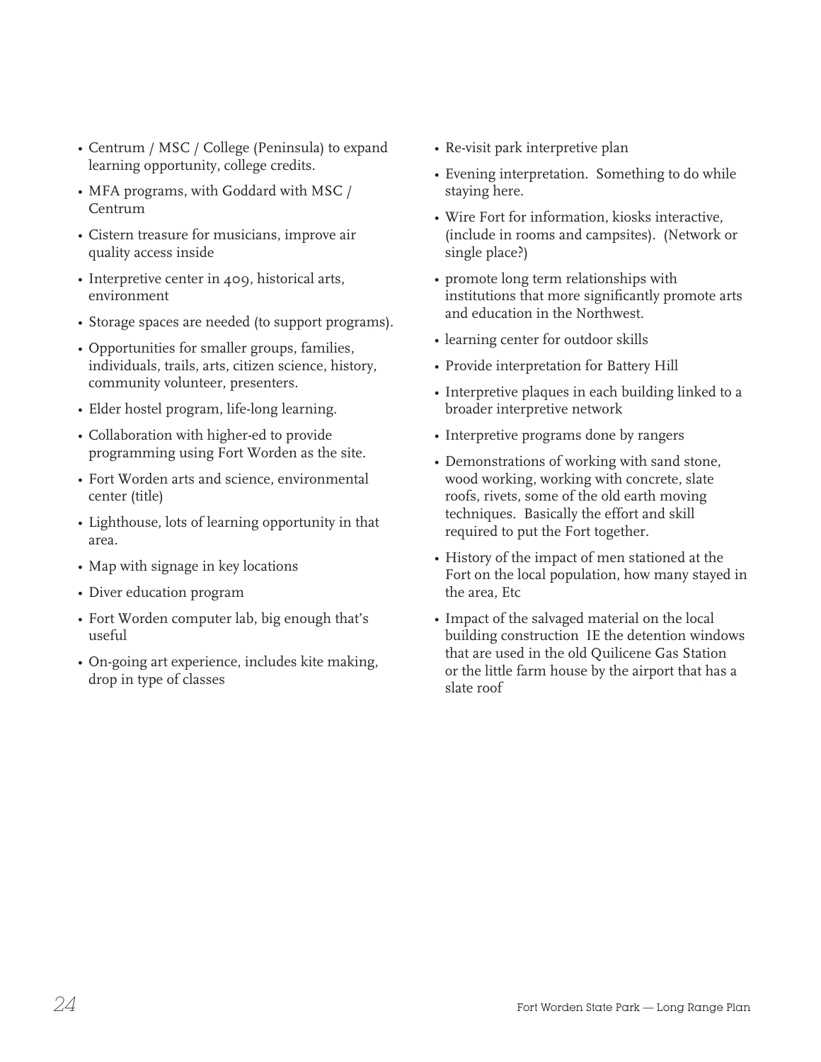- Centrum / MSC / College (Peninsula) to expand learning opportunity, college credits.
- MFA programs, with Goddard with MSC / Centrum
- Cistern treasure for musicians, improve air quality access inside
- Interpretive center in 409, historical arts, environment
- Storage spaces are needed (to support programs).
- Opportunities for smaller groups, families, individuals, trails, arts, citizen science, history, community volunteer, presenters.
- Elder hostel program, life-long learning.
- Collaboration with higher-ed to provide programming using Fort Worden as the site.
- Fort Worden arts and science, environmental center (title)
- Lighthouse, lots of learning opportunity in that area.
- Map with signage in key locations
- Diver education program
- Fort Worden computer lab, big enough that's useful
- On-going art experience, includes kite making, drop in type of classes
- Re-visit park interpretive plan
- Evening interpretation. Something to do while staying here.
- Wire Fort for information, kiosks interactive, (include in rooms and campsites). (Network or single place?)
- promote long term relationships with institutions that more significantly promote arts and education in the Northwest.
- learning center for outdoor skills
- Provide interpretation for Battery Hill
- Interpretive plaques in each building linked to a broader interpretive network
- Interpretive programs done by rangers
- Demonstrations of working with sand stone, wood working, working with concrete, slate roofs, rivets, some of the old earth moving techniques. Basically the effort and skill required to put the Fort together.
- History of the impact of men stationed at the Fort on the local population, how many stayed in the area, Etc
- Impact of the salvaged material on the local building construction IE the detention windows that are used in the old Quilicene Gas Station or the little farm house by the airport that has a slate roof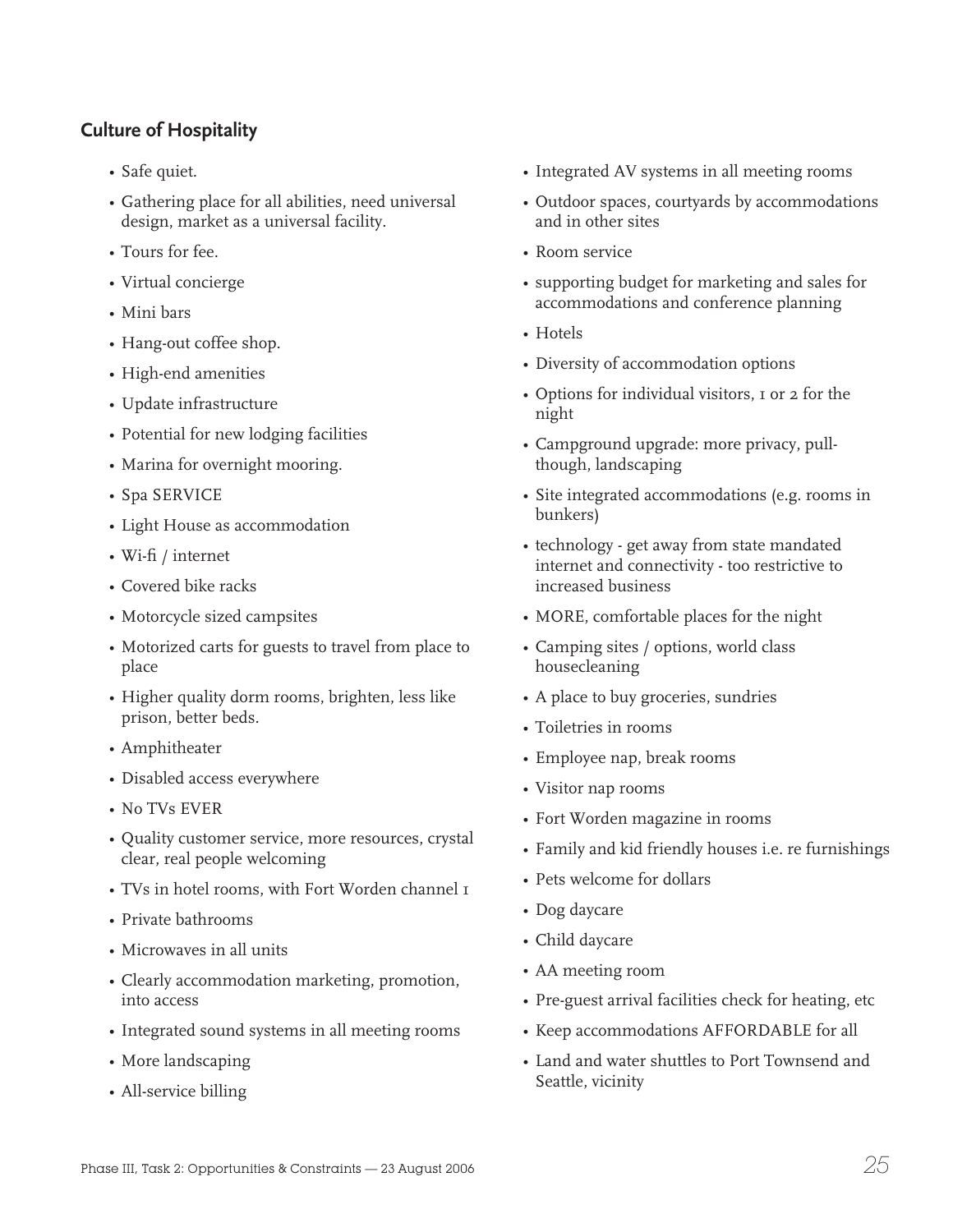## Culture of Hospitality

- Safe quiet.
- Gathering place for all abilities, need universal design, market as a universal facility.
- Tours for fee.
- Virtual concierge
- Mini bars
- Hang-out coffee shop.
- High-end amenities
- Update infrastructure
- Potential for new lodging facilities
- Marina for overnight mooring.
- Spa SERVICE
- Light House as accommodation
- Wi-fi / internet
- Covered bike racks
- Motorcycle sized campsites
- Motorized carts for guests to travel from place to place
- Higher quality dorm rooms, brighten, less like prison, better beds.
- Amphitheater
- Disabled access everywhere
- No TVs EVER
- Quality customer service, more resources, crystal clear, real people welcoming
- TVs in hotel rooms, with Fort Worden channel 1
- Private bathrooms
- Microwaves in all units
- Clearly accommodation marketing, promotion, into access
- Integrated sound systems in all meeting rooms
- More landscaping
- All-service billing
- Integrated AV systems in all meeting rooms
- Outdoor spaces, courtyards by accommodations and in other sites
- Room service
- supporting budget for marketing and sales for accommodations and conference planning
- Hotels
- Diversity of accommodation options
- Options for individual visitors, 1 or 2 for the night
- Campground upgrade: more privacy, pull-though, landscaping
- Site integrated accommodations (e.g. rooms in bunkers)
- technology - get away from state mandated internet and connectivity - too restrictive to increased business
- MORE, comfortable places for the night
- Camping sites / options, world class housecleaning
- A place to buy groceries, sundries
- Toiletries in rooms
- Employee nap, break rooms
- Visitor nap rooms
- Fort Worden magazine in rooms
- Family and kid friendly houses i.e. re furnishings
- Pets welcome for dollars
- Dog daycare
- Child daycare
- AA meeting room
- Pre-guest arrival facilities check for heating, etc
- Keep accommodations AFFORDABLE for all
- Land and water shuttles to Port Townsend and Seattle, vicinity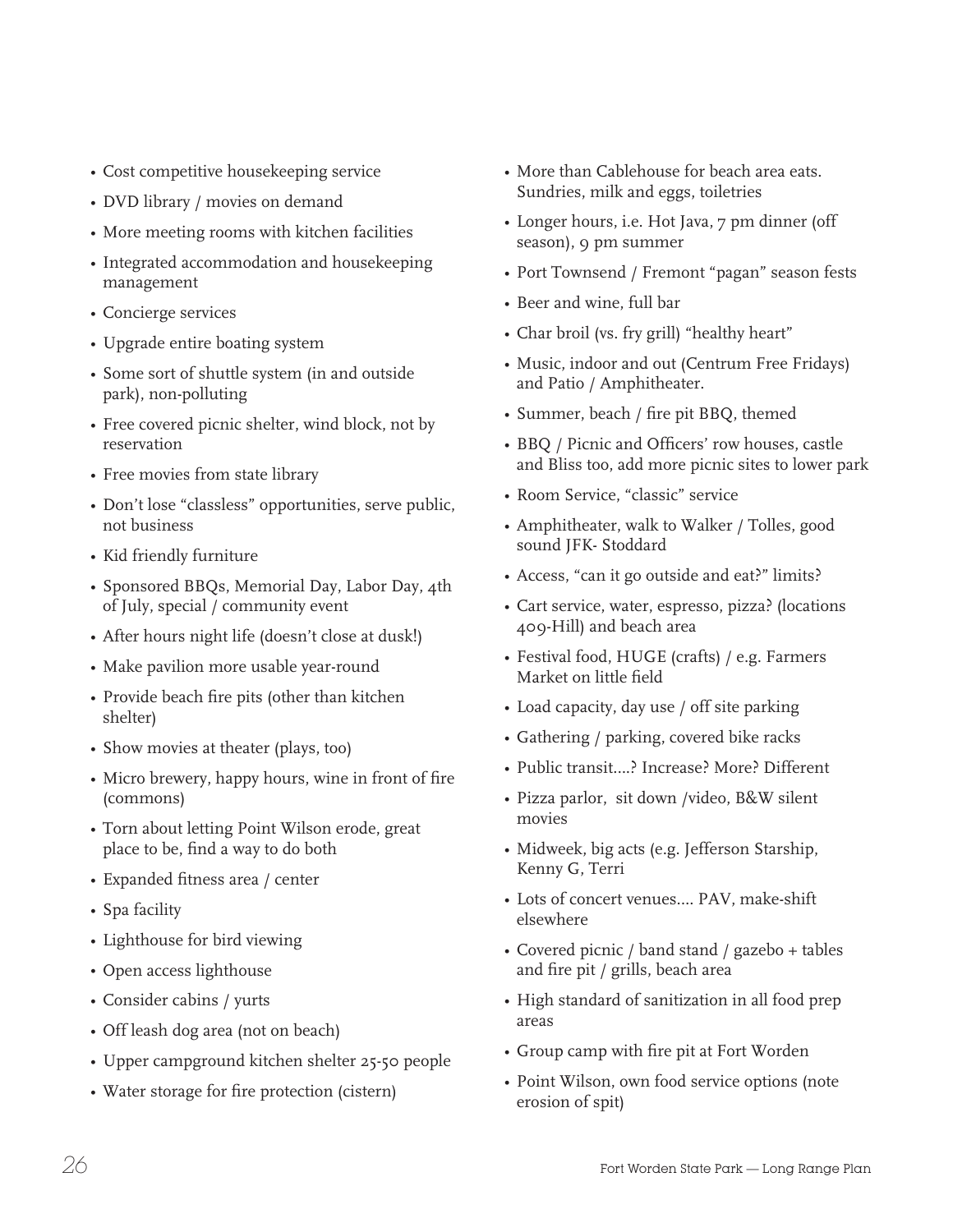- Cost competitive housekeeping service
- DVD library / movies on demand
- More meeting rooms with kitchen facilities
- Integrated accommodation and housekeeping management
- Concierge services
- Upgrade entire boating system
- Some sort of shuttle system (in and outside park), non-polluting
- Free covered picnic shelter, wind block, not by reservation
- Free movies from state library
- Don't lose "classless" opportunities, serve public, not business
- Kid friendly furniture
- Sponsored BBQs, Memorial Day, Labor Day, 4th of July, special / community event
- After hours night life (doesn't close at dusk!)
- Make pavilion more usable year-round
- Provide beach fire pits (other than kitchen shelter)
- Show movies at theater (plays, too)
- Micro brewery, happy hours, wine in front of fire (commons)
- Torn about letting Point Wilson erode, great place to be, find a way to do both
- Expanded fitness area / center
- Spa facility
- Lighthouse for bird viewing
- Open access lighthouse
- Consider cabins / yurts
- Off leash dog area (not on beach)
- Upper campground kitchen shelter 25-50 people
- Water storage for fire protection (cistern)
- More than Cablehouse for beach area eats. Sundries, milk and eggs, toiletries
- Longer hours, i.e. Hot Java, 7 pm dinner (off season), 9 pm summer
- Port Townsend / Fremont "pagan" season fests
- Beer and wine, full bar
- Char broil (vs. fry grill) "healthy heart"
- Music, indoor and out (Centrum Free Fridays) and Patio / Amphitheater.
- Summer, beach / fire pit BBQ, themed
- BBQ / Picnic and Officers' row houses, castle and Bliss too, add more picnic sites to lower park
- Room Service, "classic" service
- Amphitheater, walk to Walker / Tolles, good sound JFK- Stoddard
- Access, "can it go outside and eat?" limits?
- Cart service, water, espresso, pizza? (locations 409-Hill) and beach area
- Festival food, HUGE (crafts) / e.g. Farmers Market on little field
- Load capacity, day use / off site parking
- Gathering / parking, covered bike racks
- Public transit....? Increase? More? Different
- Pizza parlor, sit down /video, B&W silent movies
- Midweek, big acts (e.g. Jefferson Starship, Kenny G, Terri
- Lots of concert venues.... PAV, make-shift elsewhere
- Covered picnic / band stand / gazebo + tables and fire pit / grills, beach area
- High standard of sanitization in all food prep areas
- Group camp with fire pit at Fort Worden
- Point Wilson, own food service options (note erosion of spit)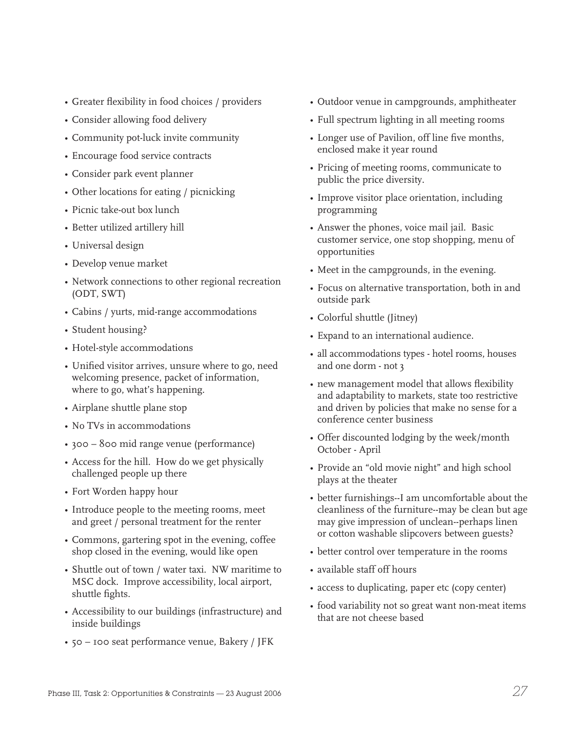- Greater flexibility in food choices / providers
- Consider allowing food delivery
- Community pot-luck invite community
- Encourage food service contracts
- Consider park event planner
- Other locations for eating / picnicking
- Picnic take-out box lunch
- Better utilized artillery hill
- Universal design
- Develop venue market
- Network connections to other regional recreation (ODT, SWT)
- Cabins / yurts, mid-range accommodations
- Student housing?
- Hotel-style accommodations
- Unified visitor arrives, unsure where to go, need welcoming presence, packet of information, where to go, what's happening.
- Airplane shuttle plane stop
- No TVs in accommodations
- 300 – 800 mid range venue (performance)
- Access for the hill. How do we get physically challenged people up there
- Fort Worden happy hour
- Introduce people to the meeting rooms, meet and greet / personal treatment for the renter
- Commons, gartering spot in the evening, coffee shop closed in the evening, would like open
- Shuttle out of town / water taxi. NW maritime to MSC dock. Improve accessibility, local airport, shuttle fights.
- Accessibility to our buildings (infrastructure) and inside buildings
- 50 – 100 seat performance venue, Bakery / JFK
- Outdoor venue in campgrounds, amphitheater
- Full spectrum lighting in all meeting rooms
- Longer use of Pavilion, off line five months, enclosed make it year round
- Pricing of meeting rooms, communicate to public the price diversity.
- Improve visitor place orientation, including programming
- Answer the phones, voice mail jail. Basic customer service, one stop shopping, menu of opportunities
- Meet in the campgrounds, in the evening.
- Focus on alternative transportation, both in and outside park
- Colorful shuttle (Jitney)
- Expand to an international audience.
- all accommodations types - hotel rooms, houses and one dorm - not 3
- new management model that allows flexibility and adaptability to markets, state too restrictive and driven by policies that make no sense for a conference center business
- Offer discounted lodging by the week/month October - April
- Provide an "old movie night" and high school plays at the theater
- better furnishings--I am uncomfortable about the cleanliness of the furniture--may be clean but age may give impression of unclean--perhaps linen or cotton washable slipcovers between guests?
- better control over temperature in the rooms
- available staff off hours
- access to duplicating, paper etc (copy center)
- food variability not so great want non-meat items that are not cheese based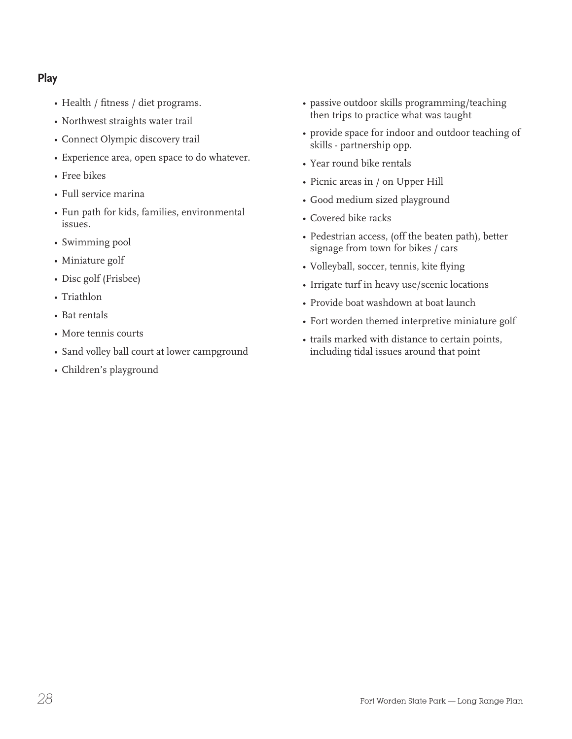## Play

- Health / fitness / diet programs.
- Northwest straights water trail
- Connect Olympic discovery trail
- Experience area, open space to do whatever.
- Free bikes
- Full service marina
- Fun path for kids, families, environmental issues.
- Swimming pool
- Miniature golf
- Disc golf (Frisbee)
- Triathlon
- Bat rentals
- More tennis courts
- Sand volley ball court at lower campground
- Children's playground
- passive outdoor skills programming/teaching then trips to practice what was taught
- provide space for indoor and outdoor teaching of skills - partnership opp.
- Year round bike rentals
- Picnic areas in / on Upper Hill
- Good medium sized playground
- Covered bike racks
- Pedestrian access, (off the beaten path), better signage from town for bikes / cars
- Volleyball, soccer, tennis, kite flying
- Irrigate turf in heavy use/scenic locations
- Provide boat washdown at boat launch
- Fort worden themed interpretive miniature golf
- trails marked with distance to certain points, including tidal issues around that point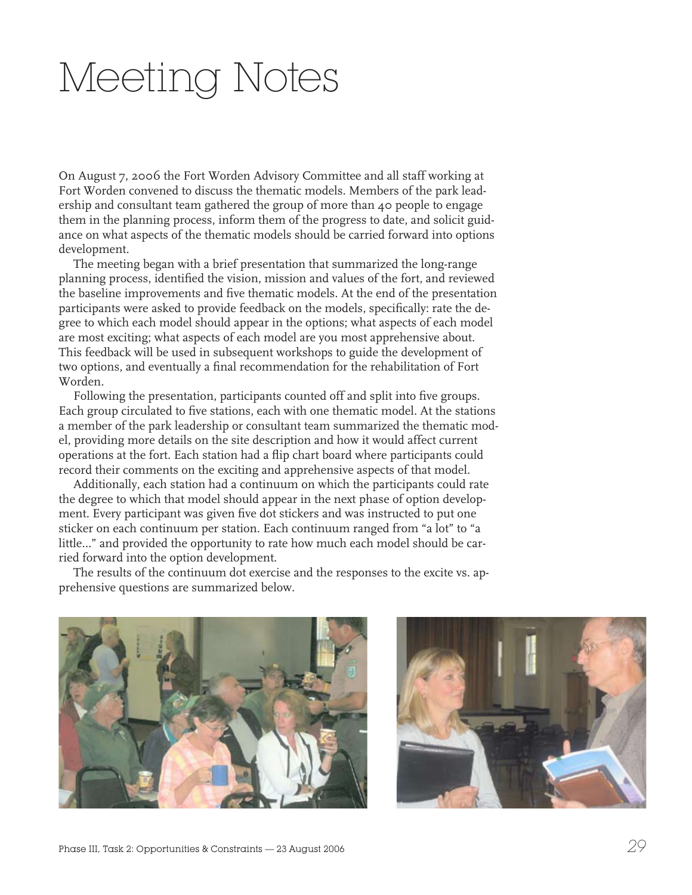# Meeting Notes

On August 7, 2006 the Fort Worden Advisory Committee and all staff working at Fort Worden convened to discuss the thematic models. Members of the park leadership and consultant team gathered the group of more than 40 people to engage them in the planning process, inform them of the progress to date, and solicit guidance on what aspects of the thematic models should be carried forward into options development.

The meeting began with a brief presentation that summarized the long-range planning process, identified the vision, mission and values of the fort, and reviewed the baseline improvements and five thematic models. At the end of the presentation participants were asked to provide feedback on the models, specifically: rate the degree to which each model should appear in the options; what aspects of each model are most exciting; what aspects of each model are you most apprehensive about. This feedback will be used in subsequent workshops to guide the development of two options, and eventually a final recommendation for the rehabilitation of Fort Worden.

Following the presentation, participants counted off and split into five groups. Each group circulated to five stations, each with one thematic model. At the stations a member of the park leadership or consultant team summarized the thematic model, providing more details on the site description and how it would affect current operations at the fort. Each station had a flip chart board where participants could record their comments on the exciting and apprehensive aspects of that model.

Additionally, each station had a continuum on which the participants could rate the degree to which that model should appear in the next phase of option development. Every participant was given five dot stickers and was instructed to put one sticker on each continuum per station. Each continuum ranged from "a lot" to "a little..." and provided the opportunity to rate how much each model should be carried forward into the option development.

The results of the continuum dot exercise and the responses to the excite vs. apprehensive questions are summarized below.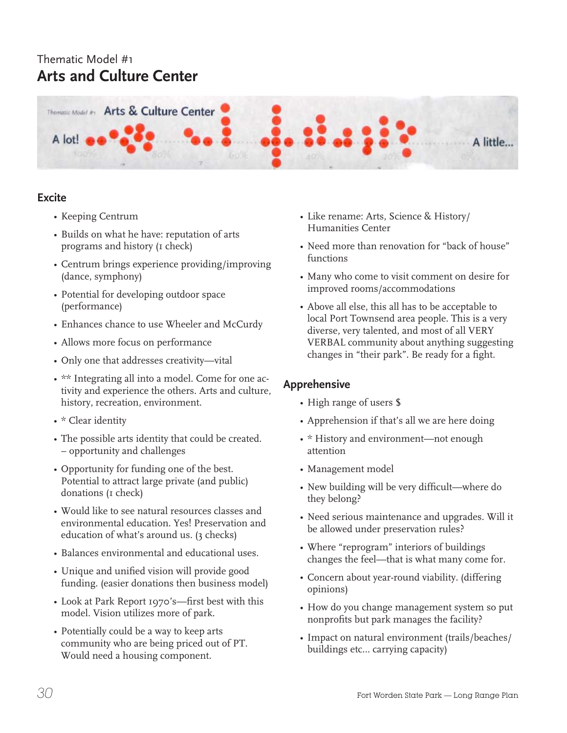Thematic Model #1

## Arts and Culture Center

### Excite

- Keeping Centrum
- Builds on what he have: reputation of arts programs and history (1 check)
- Centrum brings experience providing/improving (dance, symphony)
- Potential for developing outdoor space (performance)
- Enhances chance to use Wheeler and McCurdy
- Allows more focus on performance
- Only one that addresses creativity—vital
- ** Integrating all into a model. Come for one activity and experience the others. Arts and culture, history, recreation, environment.
- * Clear identity
- The possible arts identity that could be created. – opportunity and challenges
- Opportunity for funding one of the best. Potential to attract large private (and public) donations (1 check)
- Would like to see natural resources classes and environmental education. Yes! Preservation and education of what's around us. (3 checks)
- Balances environmental and educational uses.
- Unique and unified vision will provide good funding. (easier donations then business model)
- Look at Park Report 1970's—first best with this model. Vision utilizes more of park.
- Potentially could be a way to keep arts community who are being priced out of PT. Would need a housing component.
- Like rename: Arts, Science & History/ Humanities Center
- Need more than renovation for "back of house" functions
- Many who come to visit comment on desire for improved rooms/accommodations
- Above all else, this all has to be acceptable to local Port Townsend area people. A very diverse, very talented, and most of all VERY VERBAL community about anything suggesting changes in "their park". Be ready for a fight.

### Apprehensive

- High range of users $
- Apprehension if that's all we are here doing
- * History and environment—not enough attention
- Management model
- New building will be very difficult—where do they belong?
- Need serious maintenance and upgrades. Will it be allowed under preservation rules?
- Where "reprogram" interiors of buildings changes the feel—that is what many come for.
- Concern about year-round viability. (differing opinions)
- How do you change management system so put nonprofits but park manages the facility?
- Impact on natural environment (trails/beaches/ buildings etc... carrying capacity)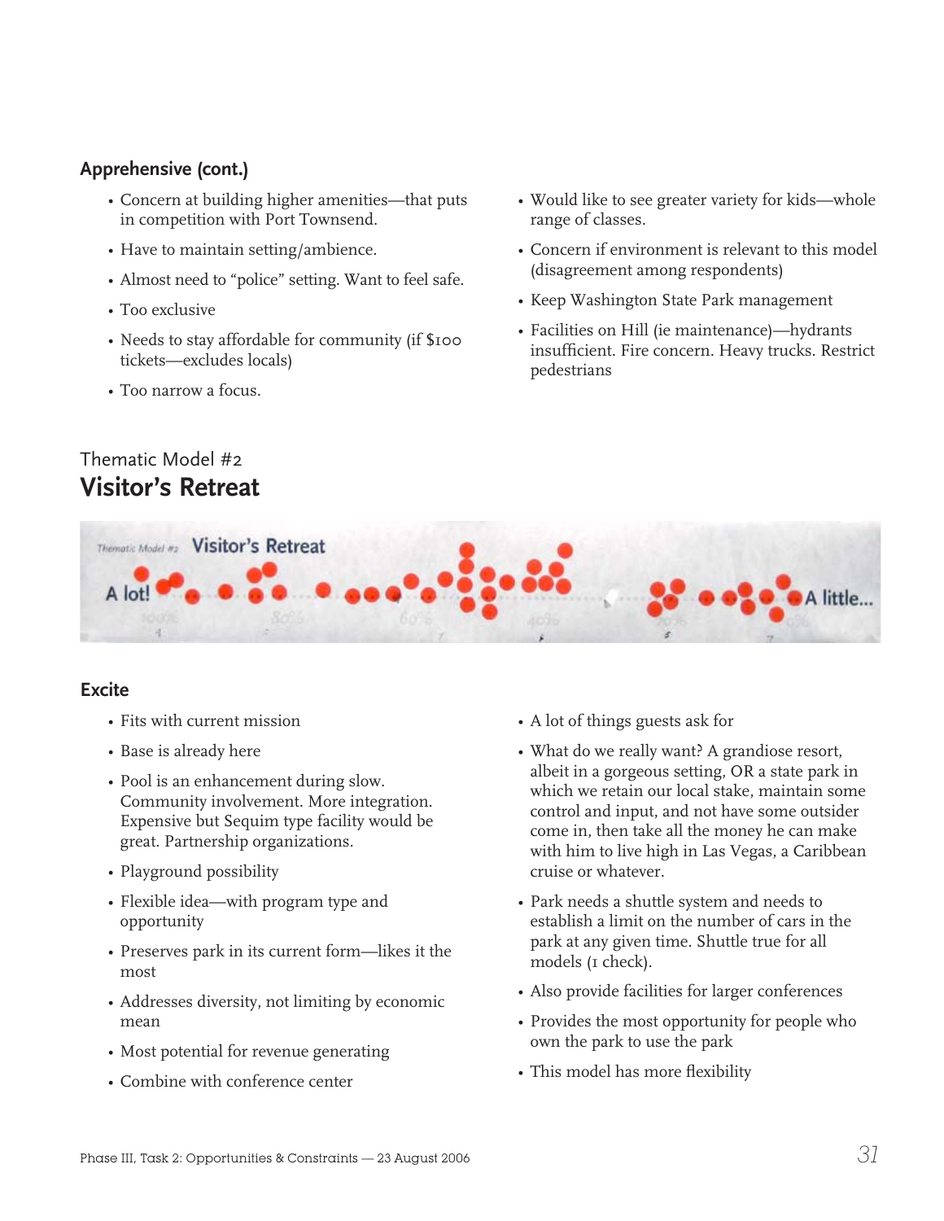### Apprehensive (cont.)

- Concern at building higher amenities—that puts in competition with Port Townsend.
- Have to maintain setting/ambience.
- Almost need to "police" setting. Want to feel safe.
- Too exclusive
- Needs to stay affordable for community (if $100 tickets—excludes locals)
- Too narrow a focus.
- Would like to see greater variety for kids—whole range of classes.
- Concern if environment is relevant to this model (disagreement among respondents)
- Keep Washington State Park management
- Facilities on Hill (ie maintenance)—hydrants insufficient. Fire concern. Heavy trucks. Restrict pedestrians

Thematic Model #2

## Visitor's Retreat

Thematic Model #2 Visitor's Retreat

A lot! ... A little...

### Excite

- Fits with current mission
- Base is already here
- Pool is an enhancement during slow. Community involvement. More integration. Expensive but Sequim type facility would be great. Partnership organizations.
- Playground possibility
- Flexible idea—with program type and opportunity
- Preserves park in its current form—likes it the most
- Addresses diversity, not limiting by economic mean
- Most potential for revenue generating
- Combine with conference center
- A lot of things guests ask for
- What do we really want? A grandiose resort, albeit in a gorgeous setting, OR a state park in which we retain our local stake, maintain some control and input, and not have some outsider come in, then take all the money he can make with him to live high in Las Vegas, a Caribbean cruise or whatever.
- Park needs a shuttle system and needs to establish a limit on the number of cars in the park at any given time. Shuttle true for all models (1 check).
- Also provide facilities for larger conferences
- Provides the most opportunity for people who own the park to use the park
- This model has more flexibility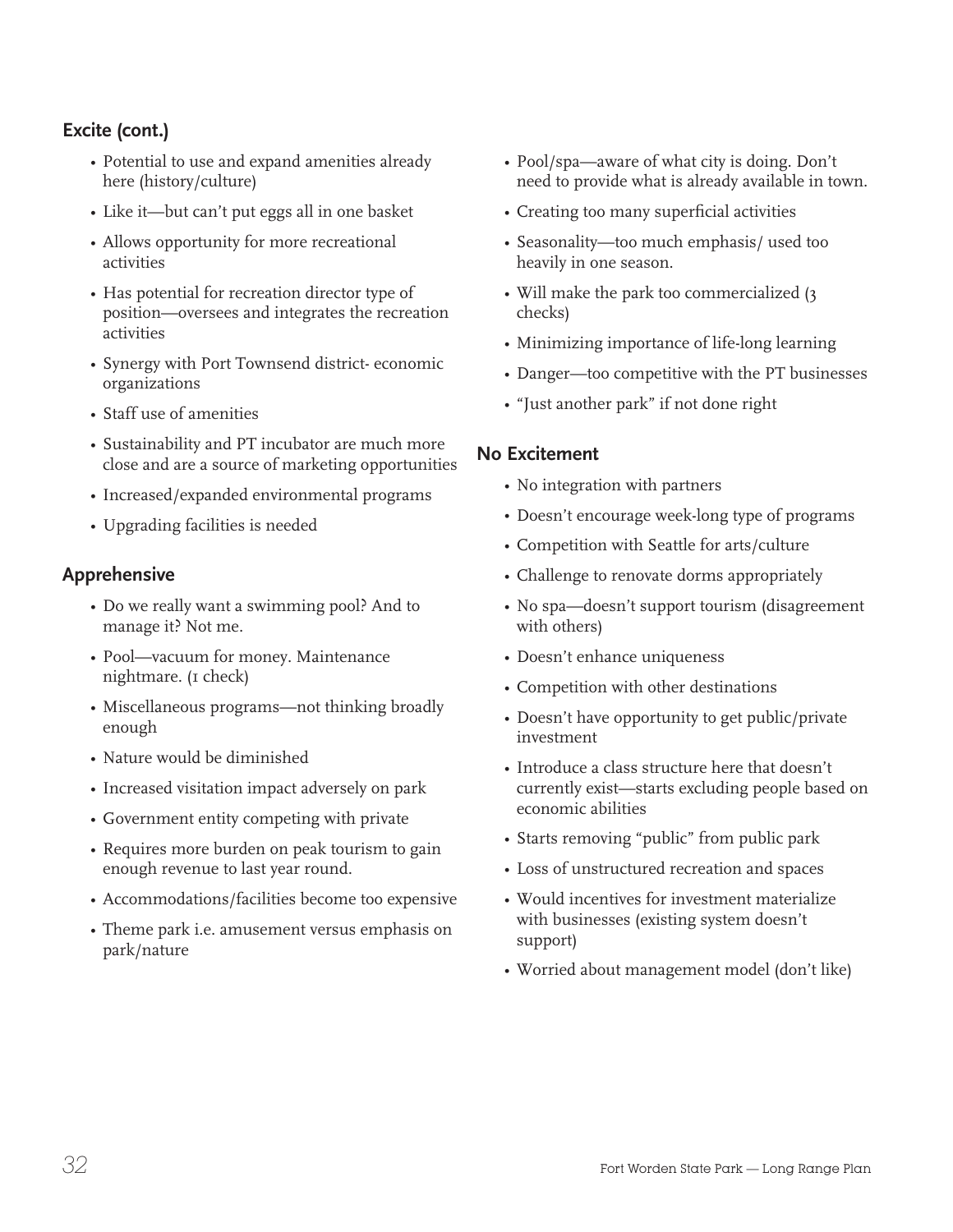## Excite (cont.)

- Potential to use and expand amenities already here (history/culture)
- Like it—but can't put eggs all in one basket
- Allows opportunity for more recreational activities
- Has potential for recreation director type of position—oversees and integrates the recreation activities
- Synergy with Port Townsend district- economic organizations
- Staff use of amenities
- Sustainability and PT incubator are much more close and are a source of marketing opportunities
- Increased/expanded environmental programs
- Upgrading facilities is needed

## Apprehensive

- Do we really want a swimming pool? And to manage it? Not me.
- Pool—vacuum for money. Maintenance nightmare. (1 check)
- Miscellaneous programs—not thinking broadly enough
- Nature would be diminished
- Increased visitation impact adversely on park
- Government entity competing with private
- Requires more burden on peak tourism to gain enough revenue to last year round.
- Accommodations/facilities become too expensive
- Theme park i.e. amusement versus emphasis on park/nature
- Pool/spa—aware of what city is doing. Don't need to provide what is already available in town.
- Creating too many superficial activities
- Seasonality—too much emphasis/ used too heavily in one season.
- Will make the park too commercialized (3 checks)
- Minimizing importance of life-long learning
- Danger—too competitive with the PT businesses
- "Just another park" if not done right

## No Excitement

- No integration with partners
- Doesn't encourage week-long type of programs
- Competition with Seattle for arts/culture
- Challenge to renovate dorms appropriately
- No spa—doesn't support tourism (disagreement with others)
- Doesn't enhance uniqueness
- Competition with other destinations
- Doesn't have opportunity to get public/private investment
- Introduce a class structure here that doesn't currently exist—starts excluding people based on economic abilities
- Starts removing "public" from public park
- Loss of unstructured recreation and spaces
- Would incentives for investment materialize with businesses (existing system doesn't support)
- Worried about management model (don't like)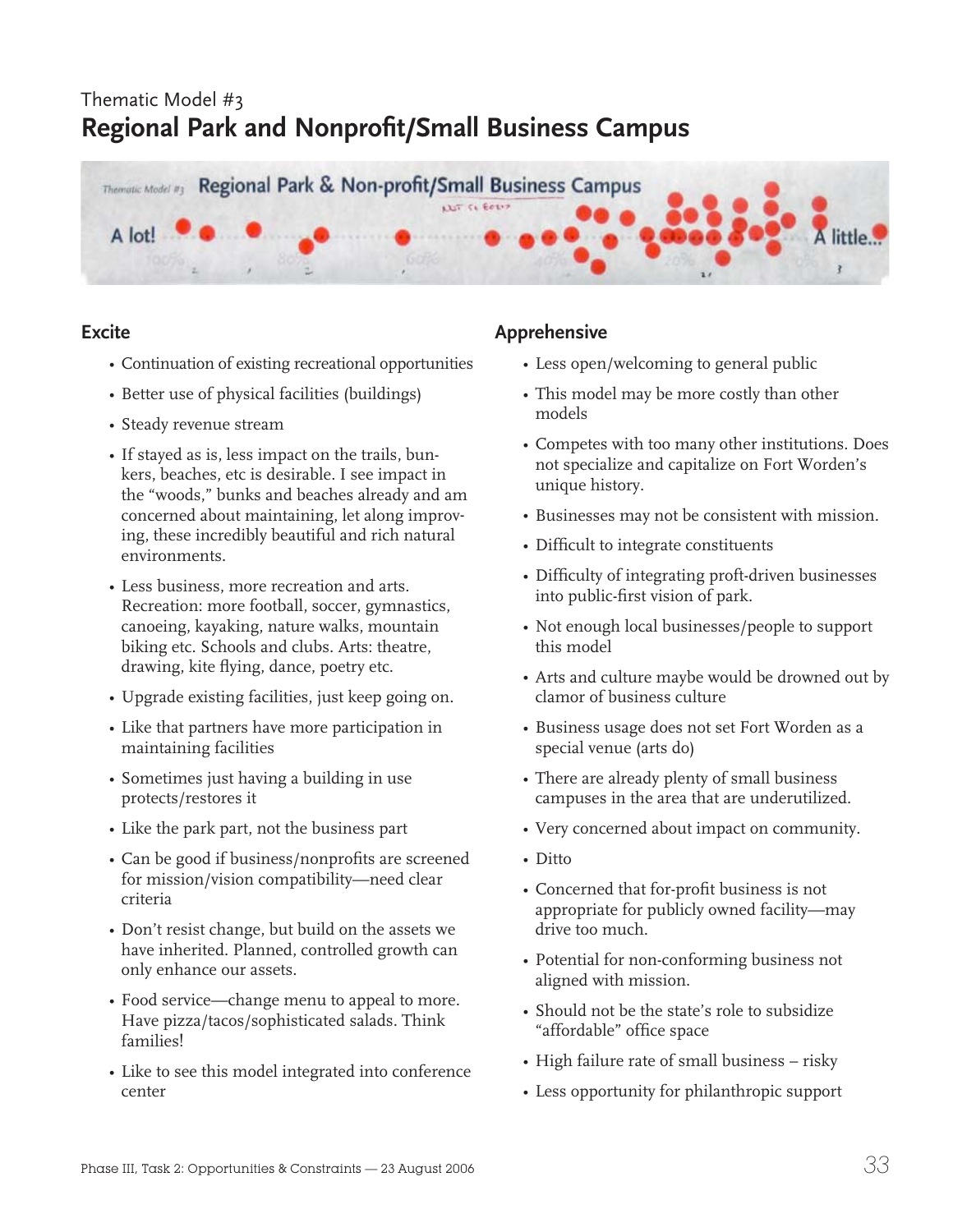Thematic Model #3

# Regional Park and Nonprofit/Small Business Campus

### Excite

- Continuation of existing recreational opportunities
- Better use of physical facilities (buildings)
- Steady revenue stream
- If stayed as is, less impact on the trails, bunkers, beaches, etc is desirable. I see impact in the "woods," bunks and beaches already and am concerned about maintaining, let along improving, these incredibly beautiful and rich natural environments.
- Less business, more recreation and arts. Recreation: more football, soccer, gymnastics, canoeing, kayaking, nature walks, mountain biking etc. Schools and clubs. Arts: theatre, drawing, kite flying, dance, poetry etc.
- Upgrade existing facilities, just keep going on.
- Like that partners have more participation in maintaining facilities
- Sometimes just having a building in use protects/restores it
- Like the park part, not the business part
- Can be good if business/nonprofits are screened for mission/vision compatibility—need clear criteria
- Don't resist change, but build on the assets we have inherited. Planned, controlled growth can only enhance our assets.
- Food service—change menu to appeal to more. Have pizza/tacos/sophisticated salads. Think families!
- Like to see this model integrated into conference center

### Apprehensive

- Less open/welcoming to general public
- This model may be more costly than other models
- Competes with too many other institutions. Does not specialize and capitalize on Fort Worden's unique history.
- Businesses may not be consistent with mission.
- Difficult to integrate constituents
- Difficulty of integrating proft-driven businesses into public-first vision of park.
- Not enough local businesses/people to support this model
- Arts and culture maybe would be drowned out by clamor of business culture
- Business usage does not set Fort Worden as a special venue (arts do)
- There are already plenty of small business campuses in the area that are underutilized.
- Very concerned about impact on community.
- Ditto
- Concerned that for-profit business is not appropriate for publicly owned facility—may drive too much.
- Potential for non-conforming business not aligned with mission.
- Should not be the state's role to subsidize "affordable" office space
- High failure rate of small business – risky
- Less opportunity for philanthropic support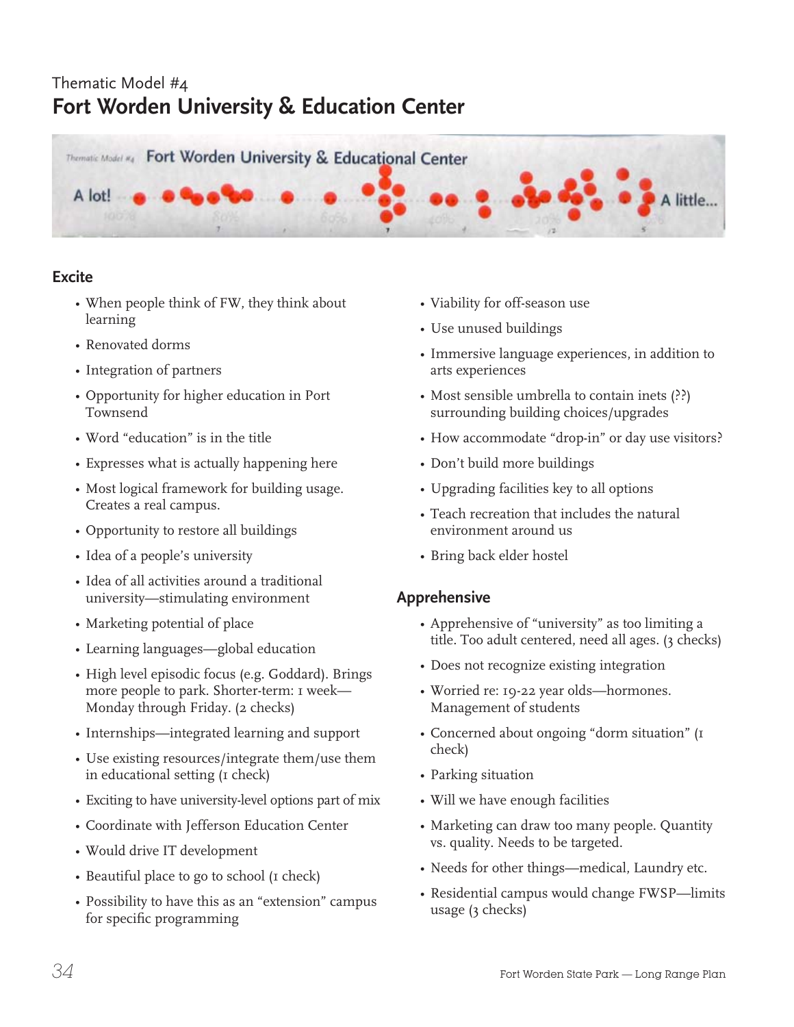Thematic Model #4

# Fort Worden University & Education Center

## Excite

- When people think of FW, they think about learning
- Renovated dorms
- Integration of partners
- Opportunity for higher education in Port Townsend
- Word "education" is in the title
- Expresses what is actually happening here
- Most logical framework for building usage. Creates a real campus.
- Opportunity to restore all buildings
- Idea of a people's university
- Idea of all activities around a traditional university—stimulating environment
- Marketing potential of place
- Learning languages—global education
- High level episodic focus (e.g. Goddard). Brings more people to park. Shorter-term: 1 week—Monday through Friday. (2 checks)
- Internships—integrated learning and support
- Use existing resources/integrate them/use them in educational setting (1 check)
- Exciting to have university-level options part of mix
- Coordinate with Jefferson Education Center
- Would drive IT development
- Beautiful place to go to school (1 check)
- Possibility to have this as an "extension" campus for specific programming
- Viability for off-season use
- Use unused buildings
- Immersive language experiences, in addition to arts experiences
- Most sensible umbrella to contain inets (??) surrounding building choices/upgrades
- How accommodate "drop-in" or day use visitors?
- Don't build more buildings
- Upgrading facilities key to all options
- Teach recreation that includes the natural environment around us
- Bring back elder hostel

## Apprehensive

- Apprehensive of "university" as too limiting a title. Too adult centered, need all ages. (3 checks)
- Does not recognize existing integration
- Worried re: 19-22 year olds—hormones. Management of students
- Concerned about ongoing "dorm situation" (1 check)
- Parking situation
- Will we have enough facilities
- Marketing can draw too many people. Quantity vs. quality. Needs to be targeted.
- Needs for other things—medical, Laundry etc.
- Residential campus would change FWSP—limits usage (3 checks)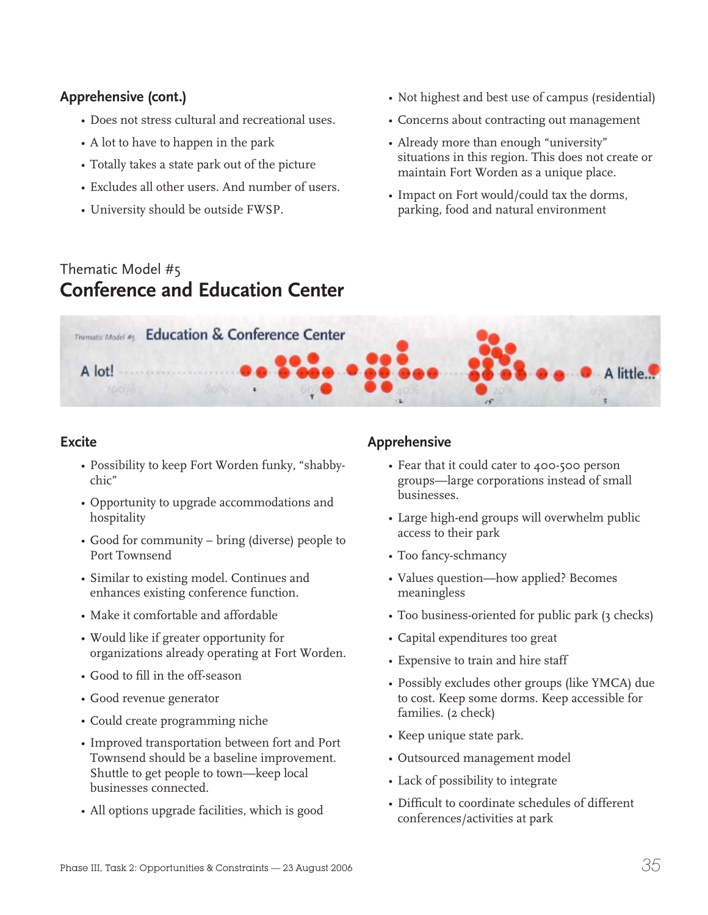## Apprehensive (cont.)

- Does not stress cultural and recreational uses.
- A lot to have to happen in the park
- Totally takes a state park out of the picture
- Excludes all other users. And number of users.
- University should be outside FWSP.
- Not highest and best use of campus (residential)
- Concerns about contracting out management
- Already more than enough "university" situations in this region. This does not create or maintain Fort Worden as a unique place.
- Impact on Fort would/could tax the dorms, parking, food and natural environment

Thematic Model #5

# Conference and Education Center

## Excite

- Possibility to keep Fort Worden funky, "shabby-chic"
- Opportunity to upgrade accommodations and hospitality
- Good for community – bring (diverse) people to Port Townsend
- Similar to existing model. Continues and enhances existing conference function.
- Make it comfortable and affordable
- Would like if greater opportunity for organizations already operating at Fort Worden.
- Good to fill in the off-season
- Good revenue generator
- Could create programming niche
- Improved transportation between fort and Port Townsend should be a baseline improvement. Shuttle to get people to town—keep local businesses connected.
- All options upgrade facilities, which is good

## Apprehensive

- Fear that it could cater to 400-500 person groups—large corporations instead of small businesses.
- Large high-end groups will overwhelm public access to their park
- Too fancy-schmancy
- Values question—how applied? Becomes meaningless
- Too business-oriented for public park (3 checks)
- Capital expenditures too great
- Expensive to train and hire staff
- Possibly excludes other groups (like YMCA) due to cost. Keep some dorms. Keep accessible for families. (2 check)
- Keep unique state park.
- Outsourced management model
- Lack of possibility to integrate
- Difficult to coordinate schedules of different conferences/activities at park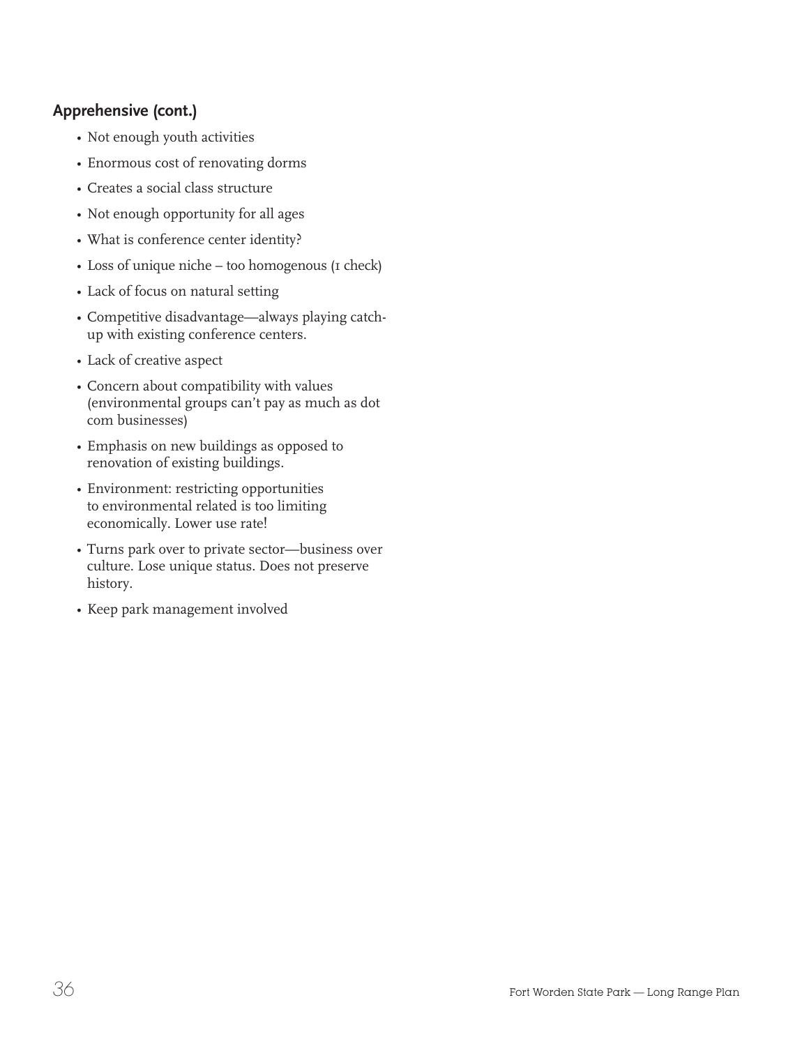## Apprehensive (cont.)

- Not enough youth activities
- Enormous cost of renovating dorms
- Creates a social class structure
- Not enough opportunity for all ages
- What is conference center identity?
- Loss of unique niche – too homogenous (1 check)
- Lack of focus on natural setting
- Competitive disadvantage—always playing catch-up with existing conference centers.
- Lack of creative aspect
- Concern about compatibility with values (environmental groups can't pay as much as dot com businesses)
- Emphasis on new buildings as opposed to renovation of existing buildings.
- Environment: restricting opportunities to environmental related is too limiting economically. Lower use rate!
- Turns park over to private sector—business over culture. Lose unique status. Does not preserve history.
- Keep park management involved